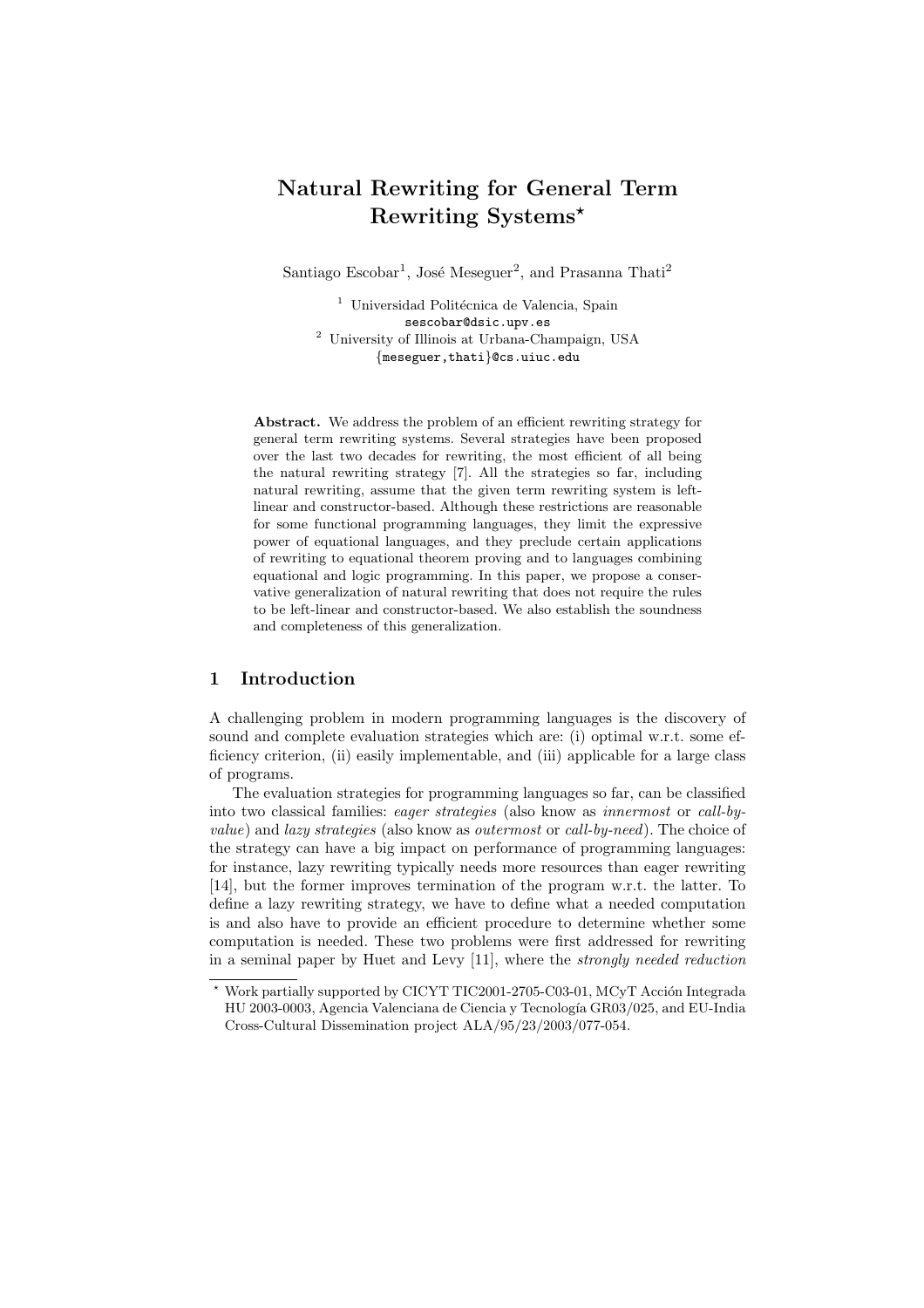# Natural Rewriting for General Term Rewriting Systems*

Santiago Escobar[1], José Meseguer[2], and Prasanna Thati[2]

[1] Universidad Politécnica de Valencia, Spain
sescobar@dsic.upv.es
[2] University of Illinois at Urbana-Champaign, USA
{meseguer,thati}@cs.uiuc.edu

**Abstract.** We address the problem of an efficient rewriting strategy for general term rewriting systems. Several strategies have been proposed over the last two decades for rewriting, the most efficient of all being the natural rewriting strategy [7]. All the strategies so far, including natural rewriting, assume that the given term rewriting system is left-linear and constructor-based. Although these restrictions are reasonable for some functional programming languages, they limit the expressive power of equational languages, and they preclude certain applications of rewriting to equational theorem proving and to languages combining equational and logic programming. In this paper, we propose a conservative generalization of natural rewriting that does not require the rules to be left-linear and constructor-based. We also establish the soundness and completeness of this generalization.

## 1 Introduction

A challenging problem in modern programming languages is the discovery of sound and complete evaluation strategies which are: (i) optimal w.r.t. some efficiency criterion, (ii) easily implementable, and (iii) applicable for a large class of programs.

The evaluation strategies for programming languages so far, can be classified into two classical families: *eager strategies* (also know as *innermost* or *call-by-value*) and *lazy strategies* (also know as *outermost* or *call-by-need*). The choice of the strategy can have a big impact on performance of programming languages: for instance, lazy rewriting typically needs more resources than eager rewriting [14], but the former improves termination of the program w.r.t. the latter. To define a lazy rewriting strategy, we have to define what a needed computation is and also have to provide an efficient procedure to determine whether some computation is needed. These two problems were first addressed for rewriting in a seminal paper by Huet and Levy [11], where the *strongly needed reduction*

---

* Work partially supported by CICYT TIC2001-2705-C03-01, MCyT Acción Integrada HU 2003-0003, Agencia Valenciana de Ciencia y Tecnología GR03/025, and EU-India Cross-Cultural Dissemination project ALA/95/23/2003/077-054.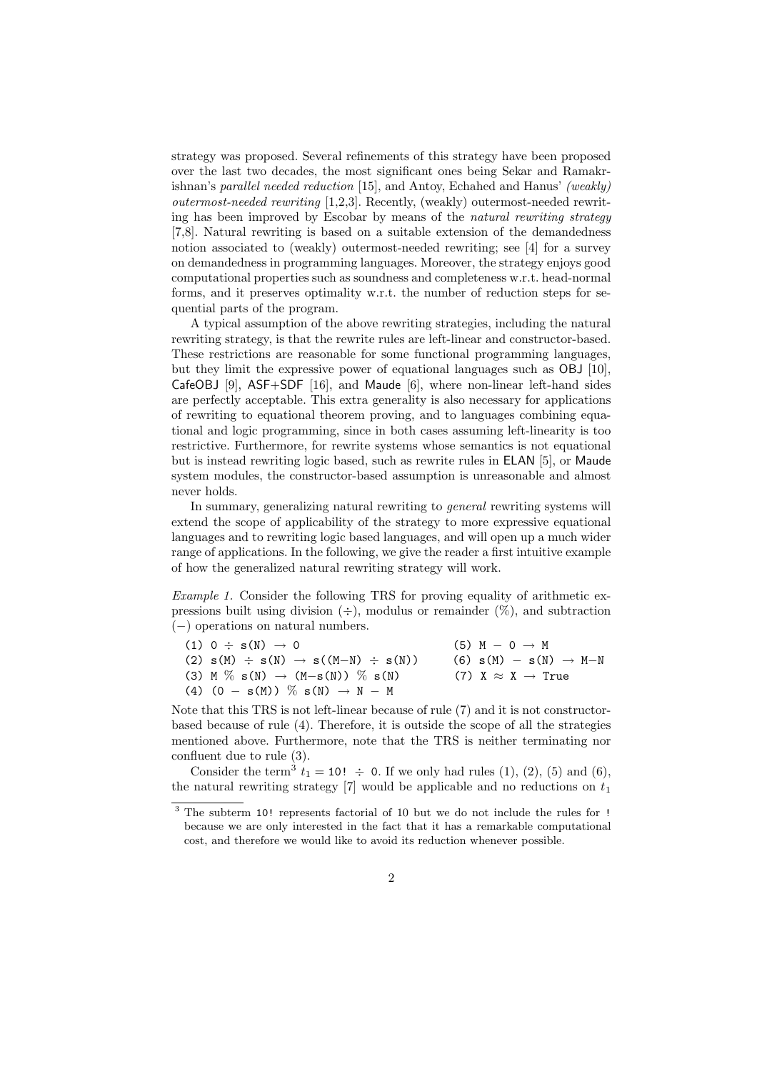strategy was proposed. Several refinements of this strategy have been proposed over the last two decades, the most significant ones being Sekar and Ramakrishnan's *parallel needed reduction* [15], and Antoy, Echahed and Hanus' *(weakly) outermost-needed rewriting* [1,2,3]. Recently, (weakly) outermost-needed rewriting has been improved by Escobar by means of the *natural rewriting strategy* [7,8]. Natural rewriting is based on a suitable extension of the demandedness notion associated to (weakly) outermost-needed rewriting; see [4] for a survey on demandedness in programming languages. Moreover, the strategy enjoys good computational properties such as soundness and completeness w.r.t. head-normal forms, and it preserves optimality w.r.t. the number of reduction steps for sequential parts of the program.

A typical assumption of the above rewriting strategies, including the natural rewriting strategy, is that the rewrite rules are left-linear and constructor-based. These restrictions are reasonable for some functional programming languages, but they limit the expressive power of equational languages such as OBJ [10], CafeOBJ [9], ASF+SDF [16], and Maude [6], where non-linear left-hand sides are perfectly acceptable. This extra generality is also necessary for applications of rewriting to equational theorem proving, and to languages combining equational and logic programming, since in both cases assuming left-linearity is too restrictive. Furthermore, for rewrite systems whose semantics is not equational but is instead rewriting logic based, such as rewrite rules in ELAN [5], or Maude system modules, the constructor-based assumption is unreasonable and almost never holds.

In summary, generalizing natural rewriting to *general* rewriting systems will extend the scope of applicability of the strategy to more expressive equational languages and to rewriting logic based languages, and will open up a much wider range of applications. In the following, we give the reader a first intuitive example of how the generalized natural rewriting strategy will work.

*Example 1.* Consider the following TRS for proving equality of arithmetic expressions built using division (÷), modulus or remainder (%), and subtraction (−) operations on natural numbers.

```
(1) 0 ÷ s(N) → 0                          (5) M − 0 → M
(2) s(M) ÷ s(N) → s((M−N) ÷ s(N))         (6) s(M) − s(N) → M−N
(3) M % s(N) → (M−s(N)) % s(N)            (7) X ≈ X → True
(4) (0 − s(M)) % s(N) → N − M
```

Note that this TRS is not left-linear because of rule (7) and it is not constructor-based because of rule (4). Therefore, it is outside the scope of all the strategies mentioned above. Furthermore, note that the TRS is neither terminating nor confluent due to rule (3).

Consider the term[3] $t_1$ = `10! ÷ 0`. If we only had rules (1), (2), (5) and (6), the natural rewriting strategy [7] would be applicable and no reductions on $t_1$

[3] The subterm `10!` represents factorial of 10 but we do not include the rules for `!` because we are only interested in the fact that it has a remarkable computational cost, and therefore we would like to avoid its reduction whenever possible.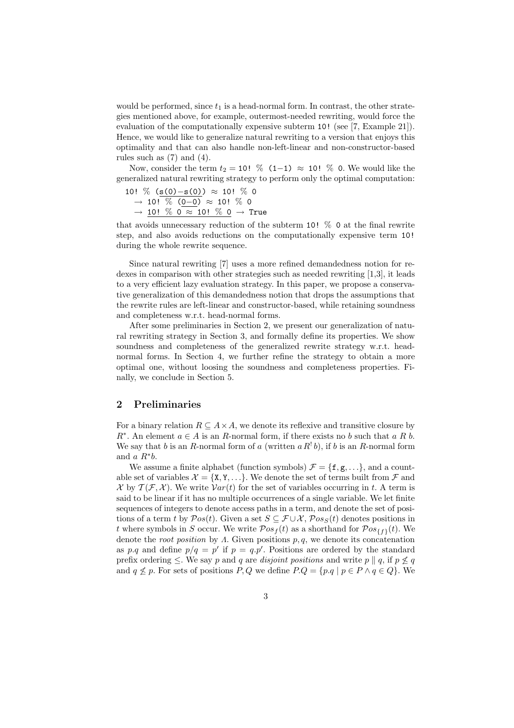would be performed, since $t_1$ is a head-normal form. In contrast, the other strategies mentioned above, for example, outermost-needed rewriting, would force the evaluation of the computationally expensive subterm `10!` (see [7, Example 21]). Hence, we would like to generalize natural rewriting to a version that enjoys this optimality and that can also handle non-left-linear and non-constructor-based rules such as (7) and (4).

Now, consider the term $t_2 =$ `10! % (1−1)` $\approx$ `10! % 0`. We would like the generalized natural rewriting strategy to perform only the optimal computation:

$$
\begin{array}{l}
\texttt{10! \% } \underline{\texttt{(s(0)−s(0))}} \approx \texttt{10! \% 0} \\
\quad \to \texttt{10! \% } \underline{\texttt{(0−0)}} \approx \texttt{10! \% 0} \\
\quad \to \underline{\texttt{10! \% 0} \approx \texttt{10! \% 0}} \to \texttt{True}
\end{array}
$$

that avoids unnecessary reduction of the subterm `10! % 0` at the final rewrite step, and also avoids reductions on the computationally expensive term `10!` during the whole rewrite sequence.

Since natural rewriting [7] uses a more refined demandedness notion for redexes in comparison with other strategies such as needed rewriting [1,3], it leads to a very efficient lazy evaluation strategy. In this paper, we propose a conservative generalization of this demandedness notion that drops the assumptions that the rewrite rules are left-linear and constructor-based, while retaining soundness and completeness w.r.t. head-normal forms.

After some preliminaries in Section 2, we present our generalization of natural rewriting strategy in Section 3, and formally define its properties. We show soundness and completeness of the generalized rewrite strategy w.r.t. head-normal forms. In Section 4, we further refine the strategy to obtain a more optimal one, without loosing the soundness and completeness properties. Finally, we conclude in Section 5.

## 2 Preliminaries

For a binary relation $R \subseteq A \times A$, we denote its reflexive and transitive closure by $R^*$. An element $a \in A$ is an $R$-normal form, if there exists no $b$ such that $a \; R \; b$. We say that $b$ is an $R$-normal form of $a$ (written $a \, R^! \, b$), if $b$ is an $R$-normal form and $a \; R^* b$.

We assume a finite alphabet (function symbols) $\mathcal{F} = \{\texttt{f}, \texttt{g}, \ldots\}$, and a countable set of variables $\mathcal{X} = \{\texttt{X}, \texttt{Y}, \ldots\}$. We denote the set of terms built from $\mathcal{F}$ and $\mathcal{X}$ by $\mathcal{T}(\mathcal{F}, \mathcal{X})$. We write $\mathcal{V}ar(t)$ for the set of variables occurring in $t$. A term is said to be linear if it has no multiple occurrences of a single variable. We let finite sequences of integers to denote access paths in a term, and denote the set of positions of a term $t$ by $\mathcal{P}os(t)$. Given a set $S \subseteq \mathcal{F} \cup \mathcal{X}$, $\mathcal{P}os_S(t)$ denotes positions in $t$ where symbols in $S$ occur. We write $\mathcal{P}os_f(t)$ as a shorthand for $\mathcal{P}os_{\{f\}}(t)$. We denote the *root position* by $\Lambda$. Given positions $p, q$, we denote its concatenation as $p.q$ and define $p/q = p'$ if $p = q.p'$. Positions are ordered by the standard prefix ordering $\leq$. We say $p$ and $q$ are *disjoint positions* and write $p \parallel q$, if $p \not\leq q$ and $q \not\leq p$. For sets of positions $P, Q$ we define $P.Q = \{p.q \mid p \in P \wedge q \in Q\}$. We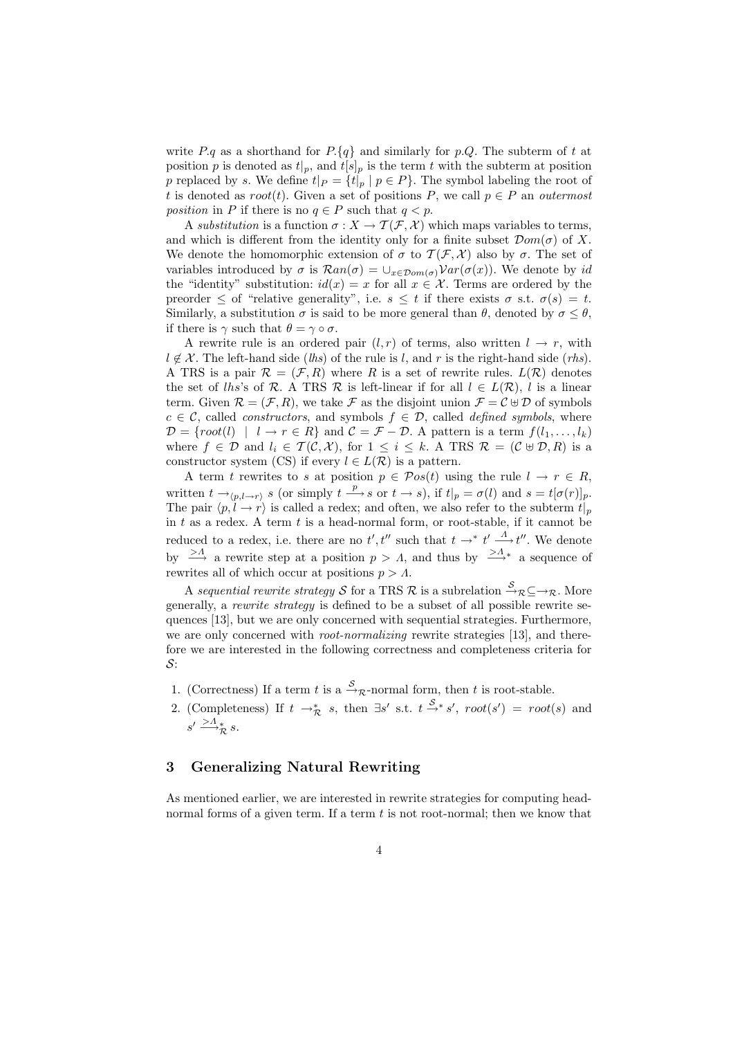write $P.q$ as a shorthand for $P.\{q\}$ and similarly for $p.Q$. The subterm of $t$ at position $p$ is denoted as $t|_p$, and $t[s]_p$ is the term $t$ with the subterm at position $p$ replaced by $s$. We define $t|_P = \{t|_p \mid p \in P\}$. The symbol labeling the root of $t$ is denoted as $root(t)$. Given a set of positions $P$, we call $p \in P$ an *outermost position* in $P$ if there is no $q \in P$ such that $q < p$.

A *substitution* is a function $\sigma : X \rightarrow \mathcal{T}(\mathcal{F}, \mathcal{X})$ which maps variables to terms, and which is different from the identity only for a finite subset $\mathcal{D}om(\sigma)$ of $X$. We denote the homomorphic extension of $\sigma$ to $\mathcal{T}(\mathcal{F}, \mathcal{X})$ also by $\sigma$. The set of variables introduced by $\sigma$ is $\mathcal{R}an(\sigma) = \cup_{x \in \mathcal{D}om(\sigma)} \mathcal{V}ar(\sigma(x))$. We denote by $id$ the "identity" substitution: $id(x) = x$ for all $x \in \mathcal{X}$. Terms are ordered by the preorder $\leq$ of "relative generality", i.e. $s \leq t$ if there exists $\sigma$ s.t. $\sigma(s) = t$. Similarly, a substitution $\sigma$ is said to be more general than $\theta$, denoted by $\sigma \leq \theta$, if there is $\gamma$ such that $\theta = \gamma \circ \sigma$.

A rewrite rule is an ordered pair $(l, r)$ of terms, also written $l \rightarrow r$, with $l \notin \mathcal{X}$. The left-hand side (*lhs*) of the rule is $l$, and $r$ is the right-hand side (*rhs*). A TRS is a pair $\mathcal{R} = (\mathcal{F}, R)$ where $R$ is a set of rewrite rules. $L(\mathcal{R})$ denotes the set of *lhs*'s of $\mathcal{R}$. A TRS $\mathcal{R}$ is left-linear if for all $l \in L(\mathcal{R})$, $l$ is a linear term. Given $\mathcal{R} = (\mathcal{F}, R)$, we take $\mathcal{F}$ as the disjoint union $\mathcal{F} = \mathcal{C} \uplus \mathcal{D}$ of symbols $c \in \mathcal{C}$, called *constructors*, and symbols $f \in \mathcal{D}$, called *defined symbols*, where $\mathcal{D} = \{root(l) \mid l \rightarrow r \in R\}$ and $\mathcal{C} = \mathcal{F} - \mathcal{D}$. A pattern is a term $f(l_1, \ldots, l_k)$ where $f \in \mathcal{D}$ and $l_i \in \mathcal{T}(\mathcal{C}, \mathcal{X})$, for $1 \leq i \leq k$. A TRS $\mathcal{R} = (\mathcal{C} \uplus \mathcal{D}, R)$ is a constructor system (CS) if every $l \in L(\mathcal{R})$ is a pattern.

A term $t$ rewrites to $s$ at position $p \in \mathcal{P}os(t)$ using the rule $l \rightarrow r \in R$, written $t \rightarrow_{\langle p, l \rightarrow r \rangle} s$ (or simply $t \xrightarrow{p} s$ or $t \rightarrow s$), if $t|_p = \sigma(l)$ and $s = t[\sigma(r)]_p$. The pair $\langle p, l \rightarrow r \rangle$ is called a redex; and often, we also refer to the subterm $t|_p$ in $t$ as a redex. A term $t$ is a head-normal form, or root-stable, if it cannot be reduced to a redex, i.e. there are no $t', t''$ such that $t \rightarrow^* t' \xrightarrow{\Lambda} t''$. We denote by $\xrightarrow{>\Lambda}$ a rewrite step at a position $p > \Lambda$, and thus by $\xrightarrow{>\Lambda}^*$ a sequence of rewrites all of which occur at positions $p > \Lambda$.

A *sequential rewrite strategy* $\mathcal{S}$ for a TRS $\mathcal{R}$ is a subrelation $\xrightarrow{\mathcal{S}}_{\mathcal{R}} \subseteq \rightarrow_{\mathcal{R}}$. More generally, a *rewrite strategy* is defined to be a subset of all possible rewrite sequences [13], but we are only concerned with sequential strategies. Furthermore, we are only concerned with *root-normalizing* rewrite strategies [13], and therefore we are interested in the following correctness and completeness criteria for $\mathcal{S}$:

1. (Correctness) If a term $t$ is a $\xrightarrow{\mathcal{S}}_{\mathcal{R}}$-normal form, then $t$ is root-stable.
2. (Completeness) If $t \rightarrow^*_{\mathcal{R}} s$, then $\exists s'$ s.t. $t \xrightarrow{\mathcal{S}}^* s'$, $root(s') = root(s)$ and $s' \xrightarrow{>\Lambda}^*_{\mathcal{R}} s$.

## 3 Generalizing Natural Rewriting

As mentioned earlier, we are interested in rewrite strategies for computing head-normal forms of a given term. If a term $t$ is not root-normal; then we know that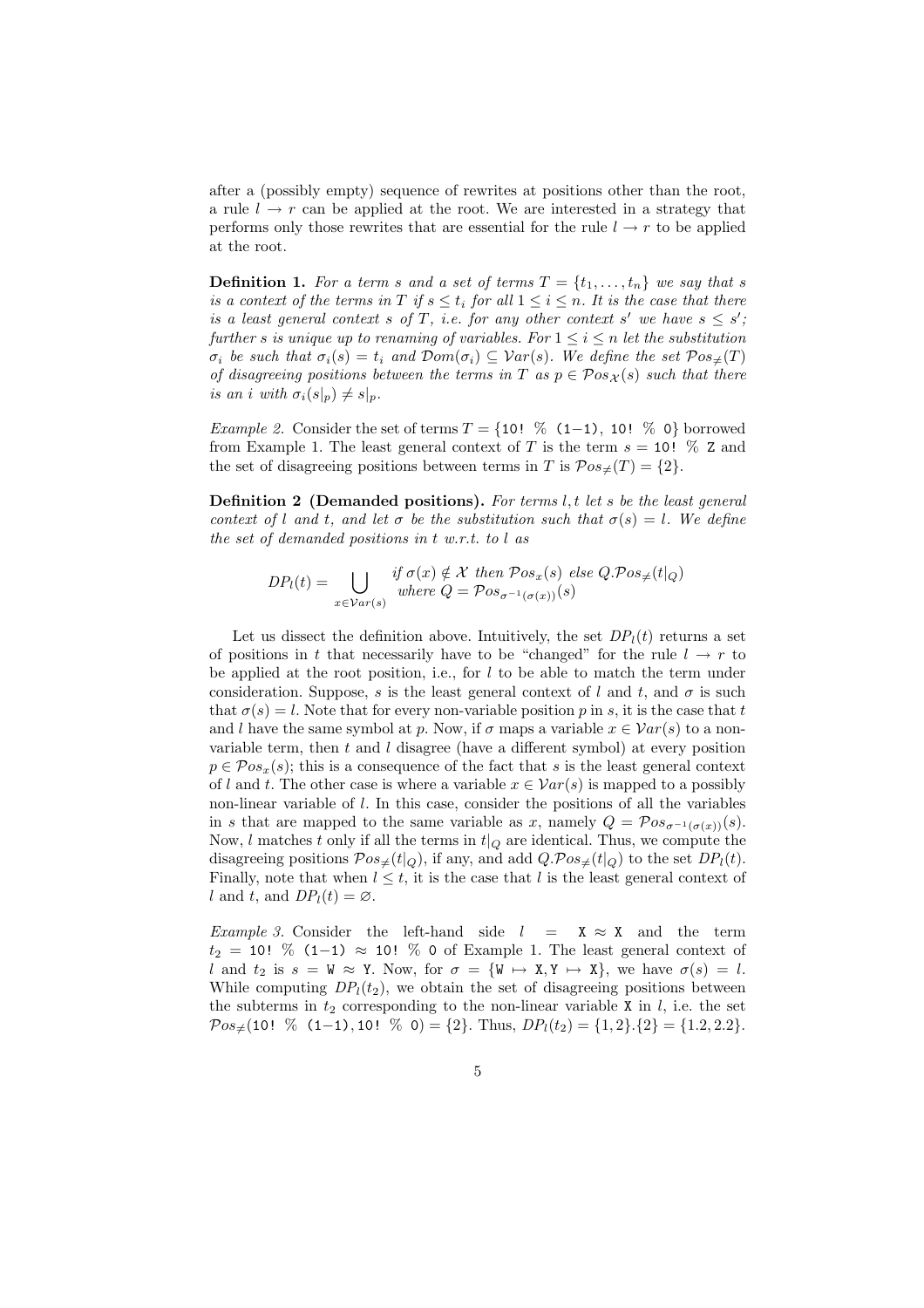after a (possibly empty) sequence of rewrites at positions other than the root, a rule $l \to r$ can be applied at the root. We are interested in a strategy that performs only those rewrites that are essential for the rule $l \to r$ to be applied at the root.

**Definition 1.** *For a term $s$ and a set of terms $T = \{t_1, \ldots, t_n\}$ we say that $s$ is a context of the terms in $T$ if $s \leq t_i$ for all $1 \leq i \leq n$. It is the case that there is a least general context $s$ of $T$, i.e. for any other context $s'$ we have $s \leq s'$; further $s$ is unique up to renaming of variables. For $1 \leq i \leq n$ let the substitution $\sigma_i$ be such that $\sigma_i(s) = t_i$ and $\mathcal{D}om(\sigma_i) \subseteq \mathcal{V}ar(s)$. We define the set $\mathcal{P}os_{\neq}(T)$ of disagreeing positions between the terms in $T$ as $p \in \mathcal{P}os_{\mathcal{X}}(s)$ such that there is an $i$ with $\sigma_i(s|_p) \neq s|_p$.*

*Example 2.* Consider the set of terms $T = \{$`10! % (1-1)`, `10! % 0`$\}$ borrowed from Example 1. The least general context of $T$ is the term $s =$ `10! % Z` and the set of disagreeing positions between terms in $T$ is $\mathcal{P}os_{\neq}(T) = \{2\}$.

**Definition 2 (Demanded positions).** *For terms $l, t$ let $s$ be the least general context of $l$ and $t$, and let $\sigma$ be the substitution such that $\sigma(s) = l$. We define the set of demanded positions in $t$ w.r.t. to $l$ as*

$$DP_l(t) = \bigcup_{x \in \mathcal{V}ar(s)} \begin{array}{l} \textit{if } \sigma(x) \notin \mathcal{X} \textit{ then } \mathcal{P}os_x(s) \textit{ else } Q.\mathcal{P}os_{\neq}(t|_Q) \\ \textit{where } Q = \mathcal{P}os_{\sigma^{-1}(\sigma(x))}(s) \end{array}$$

Let us dissect the definition above. Intuitively, the set $DP_l(t)$ returns a set of positions in $t$ that necessarily have to be "changed" for the rule $l \to r$ to be applied at the root position, i.e., for $l$ to be able to match the term under consideration. Suppose, $s$ is the least general context of $l$ and $t$, and $\sigma$ is such that $\sigma(s) = l$. Note that for every non-variable position $p$ in $s$, it is the case that $t$ and $l$ have the same symbol at $p$. Now, if $\sigma$ maps a variable $x \in \mathcal{V}ar(s)$ to a non-variable term, then $t$ and $l$ disagree (have a different symbol) at every position $p \in \mathcal{P}os_x(s)$; this is a consequence of the fact that $s$ is the least general context of $l$ and $t$. The other case is where a variable $x \in \mathcal{V}ar(s)$ is mapped to a possibly non-linear variable of $l$. In this case, consider the positions of all the variables in $s$ that are mapped to the same variable as $x$, namely $Q = \mathcal{P}os_{\sigma^{-1}(\sigma(x))}(s)$. Now, $l$ matches $t$ only if all the terms in $t|_Q$ are identical. Thus, we compute the disagreeing positions $\mathcal{P}os_{\neq}(t|_Q)$, if any, and add $Q.\mathcal{P}os_{\neq}(t|_Q)$ to the set $DP_l(t)$. Finally, note that when $l \leq t$, it is the case that $l$ is the least general context of $l$ and $t$, and $DP_l(t) = \varnothing$.

*Example 3.* Consider the left-hand side $l =$ `X` $\approx$ `X` and the term $t_2 =$ `10! % (1-1)` $\approx$ `10! % 0` of Example 1. The least general context of $l$ and $t_2$ is $s =$ `W` $\approx$ `Y`. Now, for $\sigma = \{$`W` $\mapsto$ `X`, `Y` $\mapsto$ `X`$\}$, we have $\sigma(s) = l$. While computing $DP_l(t_2)$, we obtain the set of disagreeing positions between the subterms in $t_2$ corresponding to the non-linear variable `X` in $l$, i.e. the set $\mathcal{P}os_{\neq}($`10! % (1-1)`, `10! % 0`$) = \{2\}$. Thus, $DP_l(t_2) = \{1, 2\}.\{2\} = \{1.2, 2.2\}$.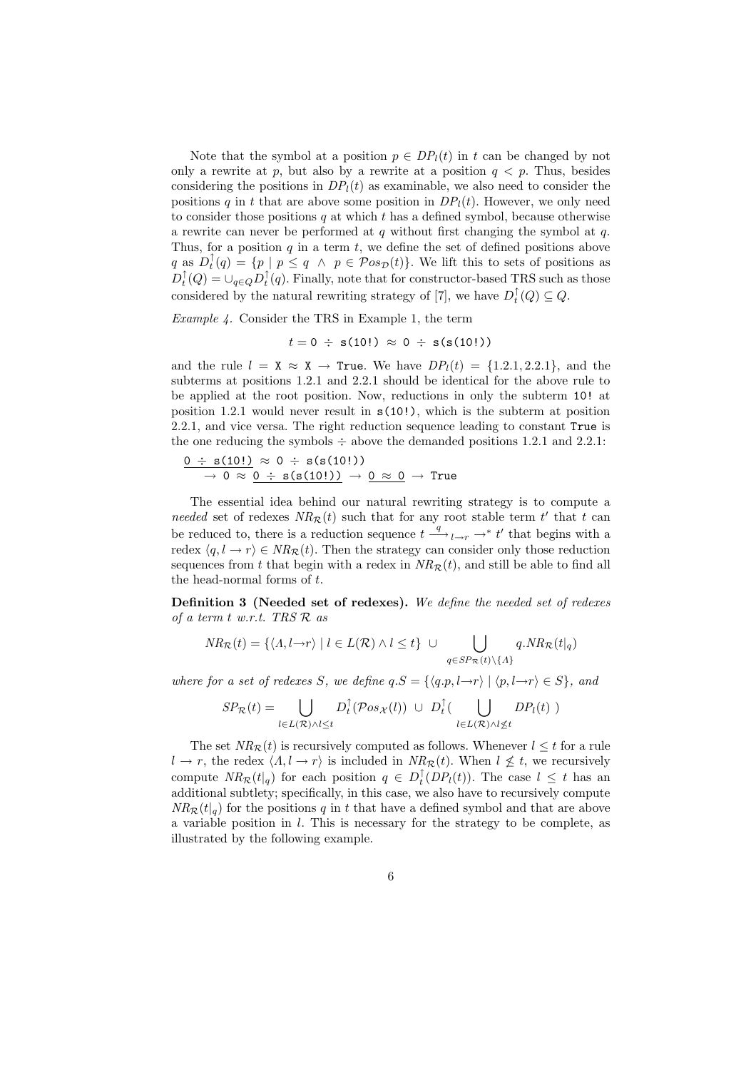Note that the symbol at a position $p \in DP_l(t)$ in $t$ can be changed by not only a rewrite at $p$, but also by a rewrite at a position $q < p$. Thus, besides considering the positions in $DP_l(t)$ as examinable, we also need to consider the positions $q$ in $t$ that are above some position in $DP_l(t)$. However, we only need to consider those positions $q$ at which $t$ has a defined symbol, because otherwise a rewrite can never be performed at $q$ without first changing the symbol at $q$. Thus, for a position $q$ in a term $t$, we define the set of defined positions above $q$ as $D_t^{\uparrow}(q) = \{p \mid p \leq q \;\wedge\; p \in \mathcal{P}os_{\mathcal{D}}(t)\}$. We lift this to sets of positions as $D_t^{\uparrow}(Q) = \cup_{q \in Q} D_t^{\uparrow}(q)$. Finally, note that for constructor-based TRS such as those considered by the natural rewriting strategy of [7], we have $D_t^{\uparrow}(Q) \subseteq Q$.

*Example 4.* Consider the TRS in Example 1, the term

$$t = \texttt{0} \div \texttt{s(10!)} \approx \texttt{0} \div \texttt{s(s(10!))}$$

and the rule $l = \texttt{X} \approx \texttt{X} \rightarrow \texttt{True}$. We have $DP_l(t) = \{1.2.1, 2.2.1\}$, and the subterms at positions 1.2.1 and 2.2.1 should be identical for the above rule to be applied at the root position. Now, reductions in only the subterm `10!` at position 1.2.1 would never result in `s(10!)`, which is the subterm at position 2.2.1, and vice versa. The right reduction sequence leading to constant `True` is the one reducing the symbols $\div$ above the demanded positions 1.2.1 and 2.2.1:

$$\underline{\texttt{0} \div \texttt{s(10!)}} \approx \texttt{0} \div \texttt{s(s(10!))}$$
$$\rightarrow \texttt{0} \approx \underline{\texttt{0} \div \texttt{s(s(10!))}} \rightarrow \underline{\texttt{0} \approx \texttt{0}} \rightarrow \texttt{True}$$

The essential idea behind our natural rewriting strategy is to compute a *needed* set of redexes $NR_{\mathcal{R}}(t)$ such that for any root stable term $t'$ that $t$ can be reduced to, there is a reduction sequence $t \xrightarrow{q}_{l \rightarrow r} \rightarrow^* t'$ that begins with a redex $\langle q, l \rightarrow r\rangle \in NR_{\mathcal{R}}(t)$. Then the strategy can consider only those reduction sequences from $t$ that begin with a redex in $NR_{\mathcal{R}}(t)$, and still be able to find all the head-normal forms of $t$.

**Definition 3 (Needed set of redexes).** *We define the needed set of redexes of a term $t$ w.r.t. TRS $\mathcal{R}$ as*

$$NR_{\mathcal{R}}(t) = \{\langle \Lambda, l \rightarrow r\rangle \mid l \in L(\mathcal{R}) \wedge l \leq t\} \;\cup \bigcup_{q \in SP_{\mathcal{R}}(t) \setminus \{\Lambda\}} q.NR_{\mathcal{R}}(t|_q)$$

*where for a set of redexes $S$, we define $q.S = \{\langle q.p, l \rightarrow r\rangle \mid \langle p, l \rightarrow r\rangle \in S\}$, and*

$$SP_{\mathcal{R}}(t) = \bigcup_{l \in L(\mathcal{R}) \wedge l \leq t} D_t^{\uparrow}(\mathcal{P}os_{\mathcal{X}}(l)) \;\cup\; D_t^{\uparrow}\Big( \bigcup_{l \in L(\mathcal{R}) \wedge l \not\leq t} DP_l(t) \Big)$$

The set $NR_{\mathcal{R}}(t)$ is recursively computed as follows. Whenever $l \leq t$ for a rule $l \rightarrow r$, the redex $\langle \Lambda, l \rightarrow r\rangle$ is included in $NR_{\mathcal{R}}(t)$. When $l \not\leq t$, we recursively compute $NR_{\mathcal{R}}(t|_q)$ for each position $q \in D_t^{\uparrow}(DP_l(t))$. The case $l \leq t$ has an additional subtlety; specifically, in this case, we also have to recursively compute $NR_{\mathcal{R}}(t|_q)$ for the positions $q$ in $t$ that have a defined symbol and that are above a variable position in $l$. This is necessary for the strategy to be complete, as illustrated by the following example.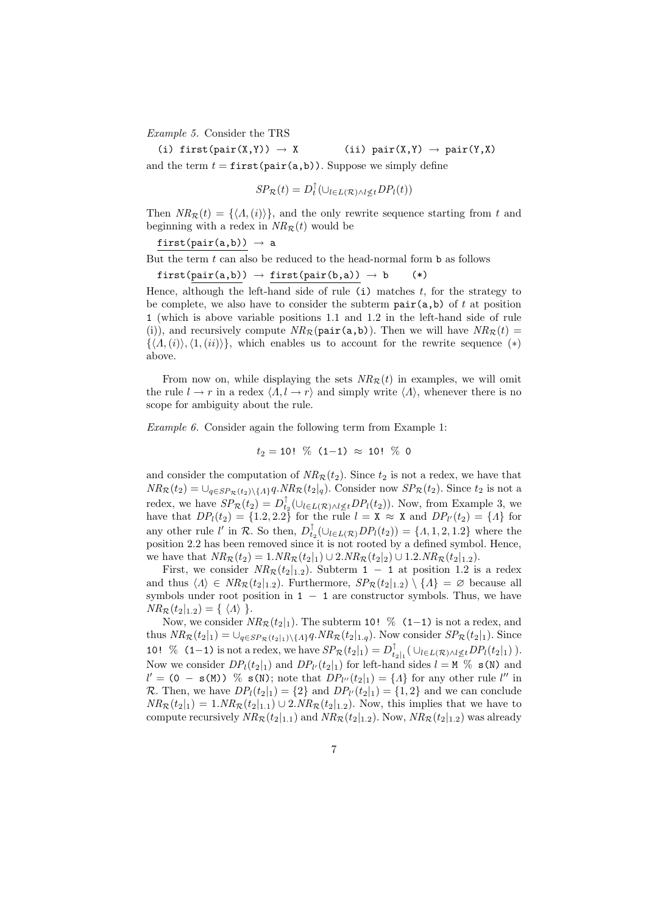*Example 5.* Consider the TRS

```
(i) first(pair(X,Y)) → X        (ii) pair(X,Y) → pair(Y,X)
```

and the term $t = \texttt{first(pair(a,b))}$. Suppose we simply define

$$SP_{\mathcal{R}}(t) = D_t^{\uparrow}(\cup_{l \in L(\mathcal{R}) \wedge l \not\leq t} DP_l(t))$$

Then $NR_{\mathcal{R}}(t) = \{\langle \Lambda, (i) \rangle\}$, and the only rewrite sequence starting from $t$ and beginning with a redex in $NR_{\mathcal{R}}(t)$ would be

```
first(pair(a,b)) → a
```

But the term $t$ can also be reduced to the head-normal form `b` as follows

```
first(pair(a,b)) → first(pair(b,a)) → b     (*)
```

Hence, although the left-hand side of rule `(i)` matches $t$, for the strategy to be complete, we also have to consider the subterm `pair(a,b)` of $t$ at position `1` (which is above variable positions 1.1 and 1.2 in the left-hand side of rule (i)), and recursively compute $NR_{\mathcal{R}}(\texttt{pair(a,b)})$. Then we will have $NR_{\mathcal{R}}(t) = \{\langle \Lambda, (i) \rangle, \langle 1, (ii) \rangle\}$, which enables us to account for the rewrite sequence $(*)$ above.

From now on, while displaying the sets $NR_{\mathcal{R}}(t)$ in examples, we will omit the rule $l \to r$ in a redex $\langle \Lambda, l \to r \rangle$ and simply write $\langle \Lambda \rangle$, whenever there is no scope for ambiguity about the rule.

*Example 6.* Consider again the following term from Example 1:

$$t_2 = \texttt{10! \% (1-1)} \approx \texttt{10! \% 0}$$

and consider the computation of $NR_{\mathcal{R}}(t_2)$. Since $t_2$ is not a redex, we have that $NR_{\mathcal{R}}(t_2) = \cup_{q \in SP_{\mathcal{R}}(t_2) \setminus \{\Lambda\}} q.NR_{\mathcal{R}}(t_2|_q)$. Consider now $SP_{\mathcal{R}}(t_2)$. Since $t_2$ is not a redex, we have $SP_{\mathcal{R}}(t_2) = D_{t_2}^{\uparrow}(\cup_{l \in L(\mathcal{R}) \wedge l \not\leq t} DP_l(t_2))$. Now, from Example 3, we have that $DP_l(t_2) = \{1.2, 2.2\}$ for the rule $l = \texttt{X} \approx \texttt{X}$ and $DP_{l'}(t_2) = \{\Lambda\}$ for any other rule $l'$ in $\mathcal{R}$. So then, $D_{t_2}^{\uparrow}(\cup_{l \in L(\mathcal{R})} DP_l(t_2)) = \{\Lambda, 1, 2, 1.2\}$ where the position 2.2 has been removed since it is not rooted by a defined symbol. Hence, we have that $NR_{\mathcal{R}}(t_2) = 1.NR_{\mathcal{R}}(t_2|_1) \cup 2.NR_{\mathcal{R}}(t_2|_2) \cup 1.2.NR_{\mathcal{R}}(t_2|_{1.2})$.

First, we consider $NR_{\mathcal{R}}(t_2|_{1.2})$. Subterm `1 - 1` at position 1.2 is a redex and thus $\langle \Lambda \rangle \in NR_{\mathcal{R}}(t_2|_{1.2})$. Furthermore, $SP_{\mathcal{R}}(t_2|_{1.2}) \setminus \{\Lambda\} = \varnothing$ because all symbols under root position in `1 - 1` are constructor symbols. Thus, we have $NR_{\mathcal{R}}(t_2|_{1.2}) = \{ \langle \Lambda \rangle \}$.

Now, we consider $NR_{\mathcal{R}}(t_2|_1)$. The subterm `10! % (1-1)` is not a redex, and thus $NR_{\mathcal{R}}(t_2|_1) = \cup_{q \in SP_{\mathcal{R}}(t_2|_1) \setminus \{\Lambda\}} q.NR_{\mathcal{R}}(t_2|_{1.q})$. Now consider $SP_{\mathcal{R}}(t_2|_1)$. Since `10! % (1-1)` is not a redex, we have $SP_{\mathcal{R}}(t_2|_1) = D_{t_2|_1}^{\uparrow}(\cup_{l \in L(\mathcal{R}) \wedge l \not\leq t} DP_l(t_2|_1))$. Now we consider $DP_l(t_2|_1)$ and $DP_{l'}(t_2|_1)$ for left-hand sides $l = \texttt{M \% s(N)}$ and $l' = \texttt{(0 - s(M)) \% s(N)}$; note that $DP_{l''}(t_2|_1) = \{\Lambda\}$ for any other rule $l''$ in $\mathcal{R}$. Then, we have $DP_l(t_2|_1) = \{2\}$ and $DP_{l'}(t_2|_1) = \{1, 2\}$ and we can conclude $NR_{\mathcal{R}}(t_2|_1) = 1.NR_{\mathcal{R}}(t_2|_{1.1}) \cup 2.NR_{\mathcal{R}}(t_2|_{1.2})$. Now, this implies that we have to compute recursively $NR_{\mathcal{R}}(t_2|_{1.1})$ and $NR_{\mathcal{R}}(t_2|_{1.2})$. Now, $NR_{\mathcal{R}}(t_2|_{1.2})$ was already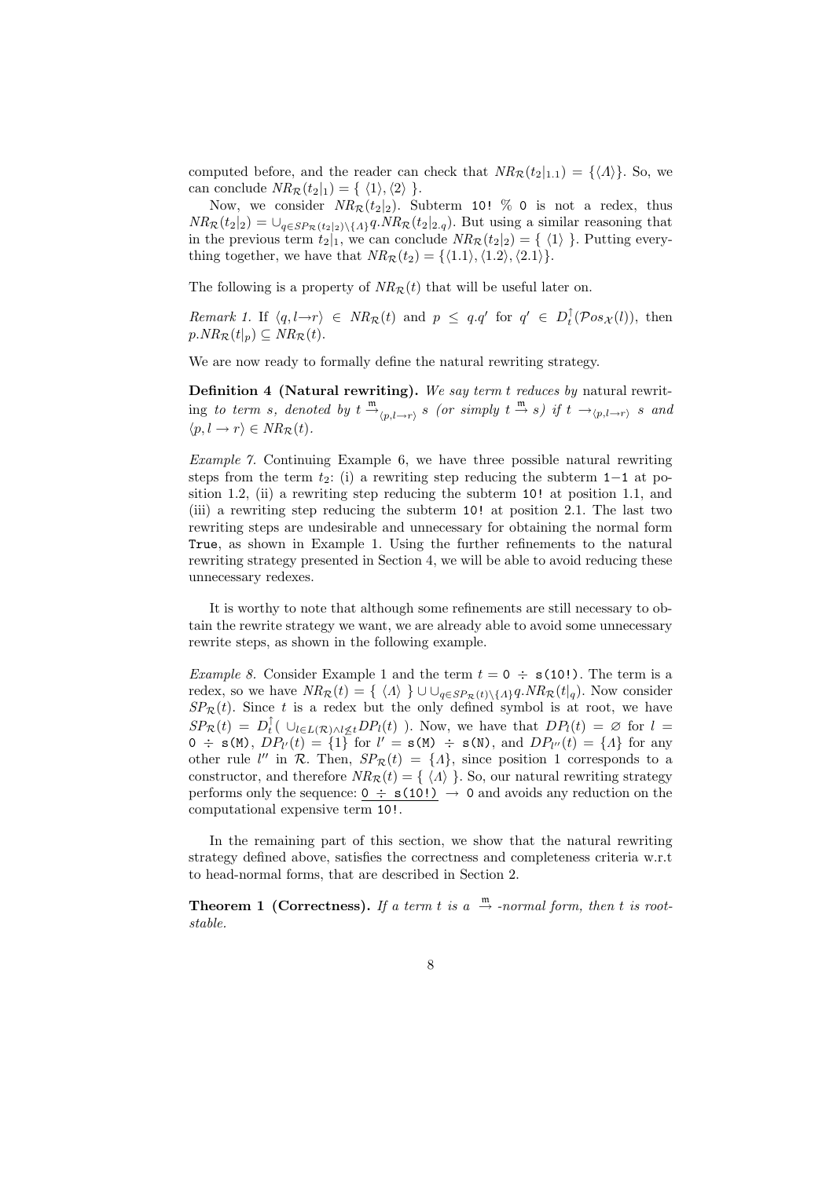computed before, and the reader can check that $NR_{\mathcal{R}}(t_2|_{1.1}) = \{\langle \Lambda \rangle\}$. So, we can conclude $NR_{\mathcal{R}}(t_2|_1) = \{ \langle 1 \rangle, \langle 2 \rangle \}$.

Now, we consider $NR_{\mathcal{R}}(t_2|_2)$. Subterm `10! % 0` is not a redex, thus $NR_{\mathcal{R}}(t_2|_2) = \cup_{q \in SP_{\mathcal{R}}(t_2|_2)\setminus\{\Lambda\}} q.NR_{\mathcal{R}}(t_2|_{2.q})$. But using a similar reasoning that in the previous term $t_2|_1$, we can conclude $NR_{\mathcal{R}}(t_2|_2) = \{ \langle 1 \rangle \}$. Putting everything together, we have that $NR_{\mathcal{R}}(t_2) = \{\langle 1.1 \rangle, \langle 1.2 \rangle, \langle 2.1 \rangle\}$.

The following is a property of $NR_{\mathcal{R}}(t)$ that will be useful later on.

*Remark 1.* If $\langle q, l \to r \rangle \in NR_{\mathcal{R}}(t)$ and $p \leq q.q'$ for $q' \in D_t^{\uparrow}(\mathcal{P}os_{\mathcal{X}}(l))$, then $p.NR_{\mathcal{R}}(t|_p) \subseteq NR_{\mathcal{R}}(t)$.

We are now ready to formally define the natural rewriting strategy.

**Definition 4 (Natural rewriting).** *We say term $t$ reduces by* natural rewriting *to term $s$, denoted by $t \overset{\mathtt{m}}{\to}_{\langle p, l \to r \rangle} s$ (or simply $t \overset{\mathtt{m}}{\to} s$) if $t \to_{\langle p, l \to r \rangle} s$ and $\langle p, l \to r \rangle \in NR_{\mathcal{R}}(t)$.*

*Example 7.* Continuing Example 6, we have three possible natural rewriting steps from the term $t_2$: (i) a rewriting step reducing the subterm `1-1` at position 1.2, (ii) a rewriting step reducing the subterm `10!` at position 1.1, and (iii) a rewriting step reducing the subterm `10!` at position 2.1. The last two rewriting steps are undesirable and unnecessary for obtaining the normal form `True`, as shown in Example 1. Using the further refinements to the natural rewriting strategy presented in Section 4, we will be able to avoid reducing these unnecessary redexes.

It is worthy to note that although some refinements are still necessary to obtain the rewrite strategy we want, we are already able to avoid some unnecessary rewrite steps, as shown in the following example.

*Example 8.* Consider Example 1 and the term $t =$ `0 ÷ s(10!)`. The term is a redex, so we have $NR_{\mathcal{R}}(t) = \{ \langle \Lambda \rangle \} \cup \cup_{q \in SP_{\mathcal{R}}(t)\setminus\{\Lambda\}} q.NR_{\mathcal{R}}(t|_q)$. Now consider $SP_{\mathcal{R}}(t)$. Since $t$ is a redex but the only defined symbol is at root, we have $SP_{\mathcal{R}}(t) = D_t^{\uparrow}( \cup_{l \in L(\mathcal{R}) \wedge l \not\leq t} DP_l(t) )$. Now, we have that $DP_l(t) = \varnothing$ for $l =$ `0 ÷ s(M)`, $DP_{l'}(t) = \{1\}$ for $l' =$ `s(M) ÷ s(N)`, and $DP_{l''}(t) = \{\Lambda\}$ for any other rule $l''$ in $\mathcal{R}$. Then, $SP_{\mathcal{R}}(t) = \{\Lambda\}$, since position 1 corresponds to a constructor, and therefore $NR_{\mathcal{R}}(t) = \{ \langle \Lambda \rangle \}$. So, our natural rewriting strategy performs only the sequence: <u>`0 ÷ s(10!)`</u> $\to$ `0` and avoids any reduction on the computational expensive term `10!`.

In the remaining part of this section, we show that the natural rewriting strategy defined above, satisfies the correctness and completeness criteria w.r.t to head-normal forms, that are described in Section 2.

**Theorem 1 (Correctness).** *If a term $t$ is a $\overset{\mathtt{m}}{\to}$-normal form, then $t$ is root-stable.*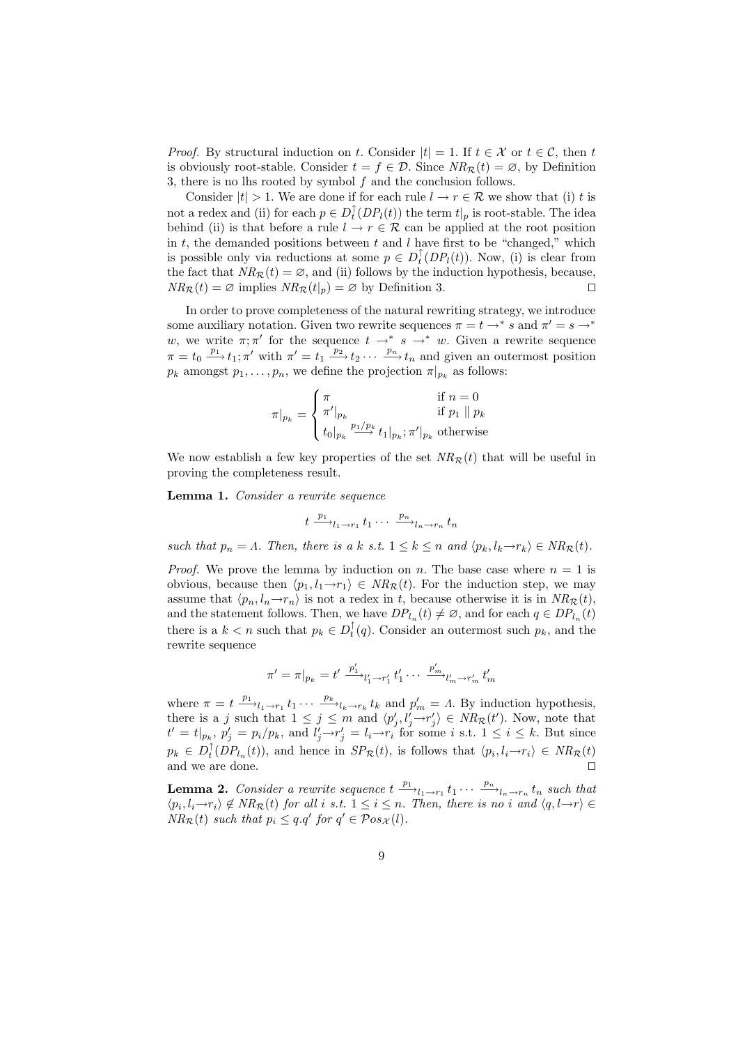*Proof.* By structural induction on $t$. Consider $|t| = 1$. If $t \in \mathcal{X}$ or $t \in \mathcal{C}$, then $t$ is obviously root-stable. Consider $t = f \in \mathcal{D}$. Since $NR_{\mathcal{R}}(t) = \varnothing$, by Definition 3, there is no lhs rooted by symbol $f$ and the conclusion follows.

Consider $|t| > 1$. We are done if for each rule $l \to r \in \mathcal{R}$ we show that (i) $t$ is not a redex and (ii) for each $p \in D_t^{\uparrow}(DP_l(t))$ the term $t|_p$ is root-stable. The idea behind (ii) is that before a rule $l \to r \in \mathcal{R}$ can be applied at the root position in $t$, the demanded positions between $t$ and $l$ have first to be "changed," which is possible only via reductions at some $p \in D_t^{\uparrow}(DP_l(t))$. Now, (i) is clear from the fact that $NR_{\mathcal{R}}(t) = \varnothing$, and (ii) follows by the induction hypothesis, because, $NR_{\mathcal{R}}(t) = \varnothing$ implies $NR_{\mathcal{R}}(t|_p) = \varnothing$ by Definition 3. $\square$

In order to prove completeness of the natural rewriting strategy, we introduce some auxiliary notation. Given two rewrite sequences $\pi = t \to^* s$ and $\pi' = s \to^* w$, we write $\pi; \pi'$ for the sequence $t \to^* s \to^* w$. Given a rewrite sequence $\pi = t_0 \xrightarrow{p_1} t_1; \pi'$ with $\pi' = t_1 \xrightarrow{p_2} t_2 \cdots \xrightarrow{p_n} t_n$ and given an outermost position $p_k$ amongst $p_1, \ldots, p_n$, we define the projection $\pi|_{p_k}$ as follows:

$$\pi|_{p_k} = \begin{cases} \pi & \text{if } n = 0 \\ \pi'|_{p_k} & \text{if } p_1 \parallel p_k \\ t_0|_{p_k} \xrightarrow{p_1/p_k} t_1|_{p_k}; \pi'|_{p_k} & \text{otherwise} \end{cases}$$

We now establish a few key properties of the set $NR_{\mathcal{R}}(t)$ that will be useful in proving the completeness result.

**Lemma 1.** *Consider a rewrite sequence*

$$t \xrightarrow{p_1}_{l_1 \to r_1} t_1 \cdots \xrightarrow{p_n}_{l_n \to r_n} t_n$$

*such that $p_n = \Lambda$. Then, there is a $k$ s.t. $1 \leq k \leq n$ and $\langle p_k, l_k {\to} r_k \rangle \in NR_{\mathcal{R}}(t)$.*

*Proof.* We prove the lemma by induction on $n$. The base case where $n = 1$ is obvious, because then $\langle p_1, l_1 {\to} r_1 \rangle \in NR_{\mathcal{R}}(t)$. For the induction step, we may assume that $\langle p_n, l_n {\to} r_n \rangle$ is not a redex in $t$, because otherwise it is in $NR_{\mathcal{R}}(t)$, and the statement follows. Then, we have $DP_{l_n}(t) \neq \varnothing$, and for each $q \in DP_{l_n}(t)$ there is a $k < n$ such that $p_k \in D_t^{\uparrow}(q)$. Consider an outermost such $p_k$, and the rewrite sequence

$$\pi' = \pi|_{p_k} = t' \xrightarrow{p_1'}_{l_1' \to r_1'} t_1' \cdots \xrightarrow{p_m'}_{l_m' \to r_m'} t_m'$$

where $\pi = t \xrightarrow{p_1}_{l_1 \to r_1} t_1 \cdots \xrightarrow{p_k}_{l_k \to r_k} t_k$ and $p_m' = \Lambda$. By induction hypothesis, there is a $j$ such that $1 \leq j \leq m$ and $\langle p_j', l_j' {\to} r_j' \rangle \in NR_{\mathcal{R}}(t')$. Now, note that $t' = t|_{p_k}$, $p_j' = p_i/p_k$, and $l_j' {\to} r_j' = l_i {\to} r_i$ for some $i$ s.t. $1 \leq i \leq k$. But since $p_k \in D_t^{\uparrow}(DP_{l_n}(t))$, and hence in $SP_{\mathcal{R}}(t)$, is follows that $\langle p_i, l_i {\to} r_i \rangle \in NR_{\mathcal{R}}(t)$ and we are done. $\square$

**Lemma 2.** *Consider a rewrite sequence $t \xrightarrow{p_1}_{l_1 \to r_1} t_1 \cdots \xrightarrow{p_n}_{l_n \to r_n} t_n$ such that $\langle p_i, l_i {\to} r_i \rangle \notin NR_{\mathcal{R}}(t)$ for all $i$ s.t. $1 \leq i \leq n$. Then, there is no $i$ and $\langle q, l {\to} r \rangle \in NR_{\mathcal{R}}(t)$ such that $p_i \leq q.q'$ for $q' \in \mathcal{P}os_{\mathcal{X}}(l)$.*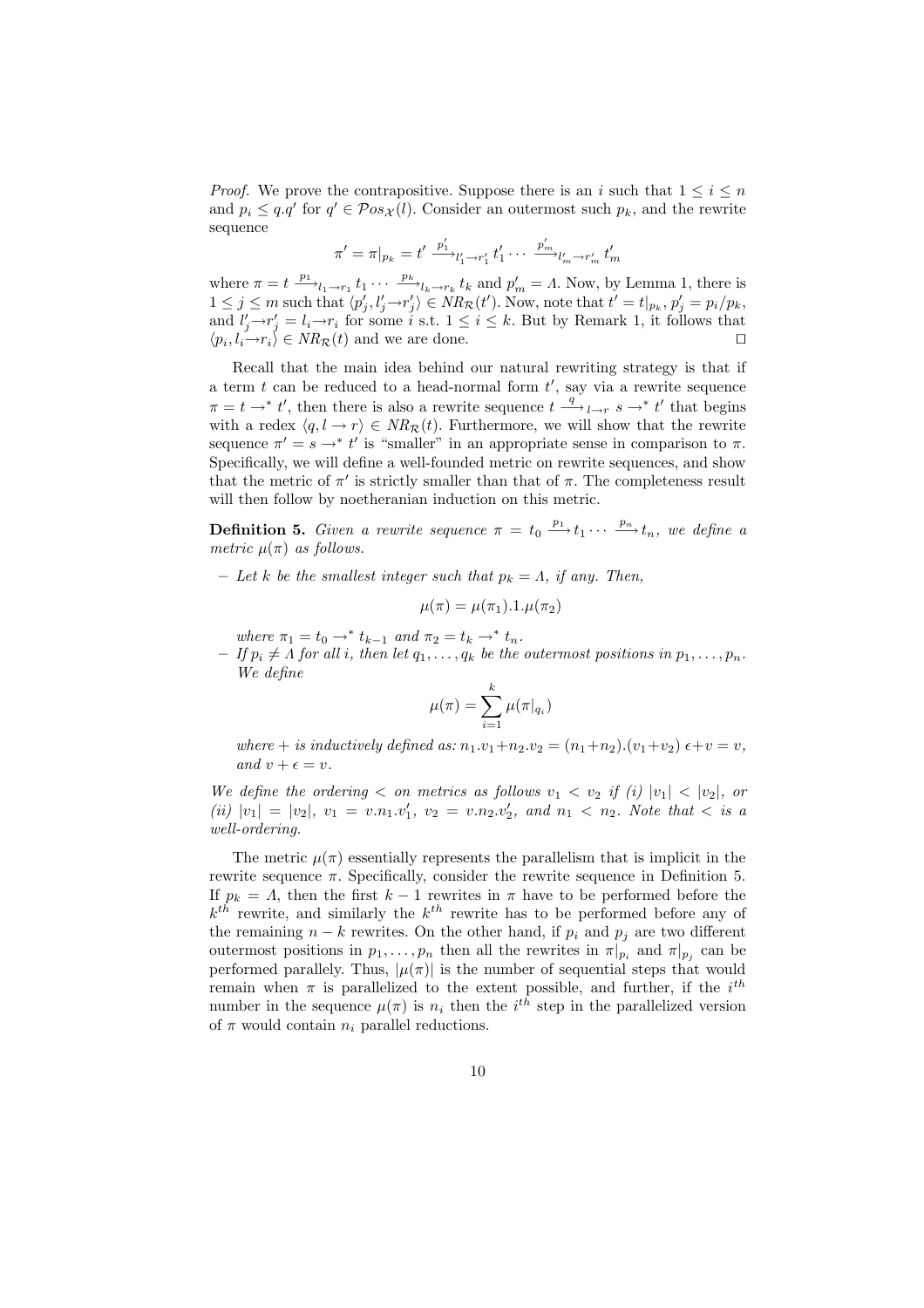*Proof.* We prove the contrapositive. Suppose there is an $i$ such that $1 \leq i \leq n$ and $p_i \leq q.q'$ for $q' \in \mathcal{P}os_{\mathcal{X}}(l)$. Consider an outermost such $p_k$, and the rewrite sequence

$$\pi' = \pi|_{p_k} = t' \xrightarrow{p'_1}_{l'_1 \to r'_1} t'_1 \cdots \xrightarrow{p'_m}_{l'_m \to r'_m} t'_m$$

where $\pi = t \xrightarrow{p_1}_{l_1 \to r_1} t_1 \cdots \xrightarrow{p_k}_{l_k \to r_k} t_k$ and $p'_m = \Lambda$. Now, by Lemma 1, there is $1 \leq j \leq m$ such that $\langle p'_j, l'_j \to r'_j \rangle \in NR_{\mathcal{R}}(t')$. Now, note that $t' = t|_{p_k}$, $p'_j = p_i/p_k$, and $l'_j \to r'_j = l_i \to r_i$ for some $i$ s.t. $1 \leq i \leq k$. But by Remark 1, it follows that $\langle p_i, l_i \to r_i \rangle \in NR_{\mathcal{R}}(t)$ and we are done. $\square$

Recall that the main idea behind our natural rewriting strategy is that if a term $t$ can be reduced to a head-normal form $t'$, say via a rewrite sequence $\pi = t \to^* t'$, then there is also a rewrite sequence $t \xrightarrow{q}_{l \to r} s \to^* t'$ that begins with a redex $\langle q, l \to r \rangle \in NR_{\mathcal{R}}(t)$. Furthermore, we will show that the rewrite sequence $\pi' = s \to^* t'$ is "smaller" in an appropriate sense in comparison to $\pi$. Specifically, we will define a well-founded metric on rewrite sequences, and show that the metric of $\pi'$ is strictly smaller than that of $\pi$. The completeness result will then follow by noetheranian induction on this metric.

**Definition 5.** *Given a rewrite sequence $\pi = t_0 \xrightarrow{p_1} t_1 \cdots \xrightarrow{p_n} t_n$, we define a metric $\mu(\pi)$ as follows.*

- *Let $k$ be the smallest integer such that $p_k = \Lambda$, if any. Then,*

$$\mu(\pi) = \mu(\pi_1).1.\mu(\pi_2)$$

*where $\pi_1 = t_0 \to^* t_{k-1}$ and $\pi_2 = t_k \to^* t_n$.*
- *If $p_i \neq \Lambda$ for all $i$, then let $q_1, \ldots, q_k$ be the outermost positions in $p_1, \ldots, p_n$. We define*

$$\mu(\pi) = \sum_{i=1}^{k} \mu(\pi|_{q_i})$$

*where $+$ is inductively defined as: $n_1.v_1 + n_2.v_2 = (n_1+n_2).(v_1+v_2)$ $\epsilon + v = v$, and $v + \epsilon = v$.*

*We define the ordering $<$ on metrics as follows $v_1 < v_2$ if (i) $|v_1| < |v_2|$, or (ii) $|v_1| = |v_2|$, $v_1 = v.n_1.v'_1$, $v_2 = v.n_2.v'_2$, and $n_1 < n_2$. Note that $<$ is a well-ordering.*

The metric $\mu(\pi)$ essentially represents the parallelism that is implicit in the rewrite sequence $\pi$. Specifically, consider the rewrite sequence in Definition 5. If $p_k = \Lambda$, then the first $k-1$ rewrites in $\pi$ have to be performed before the $k^{th}$ rewrite, and similarly the $k^{th}$ rewrite has to be performed before any of the remaining $n-k$ rewrites. On the other hand, if $p_i$ and $p_j$ are two different outermost positions in $p_1, \ldots, p_n$ then all the rewrites in $\pi|_{p_i}$ and $\pi|_{p_j}$ can be performed parallely. Thus, $|\mu(\pi)|$ is the number of sequential steps that would remain when $\pi$ is parallelized to the extent possible, and further, if the $i^{th}$ number in the sequence $\mu(\pi)$ is $n_i$ then the $i^{th}$ step in the parallelized version of $\pi$ would contain $n_i$ parallel reductions.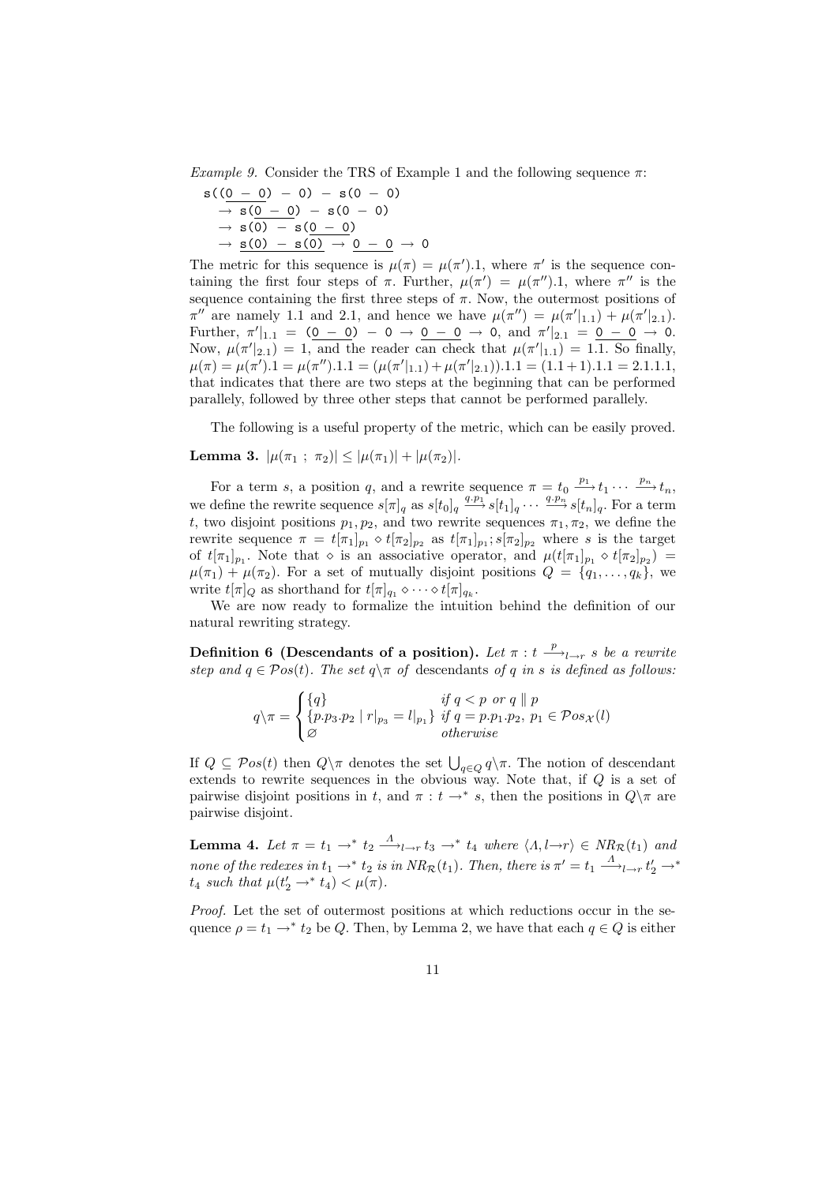*Example 9.* Consider the TRS of Example 1 and the following sequence $\pi$:

$$
\begin{aligned}
&\texttt{s((}\underline{\texttt{0 - 0}}\texttt{) - 0) - s(0 - 0)}\\
&\to \texttt{s(}\underline{\texttt{0 - 0}}\texttt{) - s(0 - 0)}\\
&\to \texttt{s(0) - s(}\underline{\texttt{0 - 0}}\texttt{)}\\
&\to \underline{\texttt{s(0) - s(0)}} \to \underline{\texttt{0 - 0}} \to \texttt{0}
\end{aligned}
$$

The metric for this sequence is $\mu(\pi) = \mu(\pi').1$, where $\pi'$ is the sequence containing the first four steps of $\pi$. Further, $\mu(\pi') = \mu(\pi'').1$, where $\pi''$ is the sequence containing the first three steps of $\pi$. Now, the outermost positions of $\pi''$ are namely 1.1 and 2.1, and hence we have $\mu(\pi'') = \mu(\pi'|_{1.1}) + \mu(\pi'|_{2.1})$. Further, $\pi'|_{1.1} =$ (0 - 0) - 0 $\to$ 0 - 0 $\to$ 0, and $\pi'|_{2.1} =$ 0 - 0 $\to$ 0. Now, $\mu(\pi'|_{2.1}) = 1$, and the reader can check that $\mu(\pi'|_{1.1}) = 1.1$. So finally, $\mu(\pi) = \mu(\pi').1 = \mu(\pi'').1.1 = (\mu(\pi'|_{1.1}) + \mu(\pi'|_{2.1})).1.1 = (1.1+1).1.1 = 2.1.1.1$, that indicates that there are two steps at the beginning that can be performed parallely, followed by three other steps that cannot be performed parallely.

The following is a useful property of the metric, which can be easily proved.

**Lemma 3.** $|\mu(\pi_1 \ ; \ \pi_2)| \leq |\mu(\pi_1)| + |\mu(\pi_2)|$.

For a term $s$, a position $q$, and a rewrite sequence $\pi = t_0 \xrightarrow{p_1} t_1 \cdots \xrightarrow{p_n} t_n$, we define the rewrite sequence $s[\pi]_q$ as $s[t_0]_q \xrightarrow{q.p_1} s[t_1]_q \cdots \xrightarrow{q.p_n} s[t_n]_q$. For a term $t$, two disjoint positions $p_1, p_2$, and two rewrite sequences $\pi_1, \pi_2$, we define the rewrite sequence $\pi = t[\pi_1]_{p_1} \diamond t[\pi_2]_{p_2}$ as $t[\pi_1]_{p_1}; s[\pi_2]_{p_2}$ where $s$ is the target of $t[\pi_1]_{p_1}$. Note that $\diamond$ is an associative operator, and $\mu(t[\pi_1]_{p_1} \diamond t[\pi_2]_{p_2}) = \mu(\pi_1) + \mu(\pi_2)$. For a set of mutually disjoint positions $Q = \{q_1, \ldots, q_k\}$, we write $t[\pi]_Q$ as shorthand for $t[\pi]_{q_1} \diamond \cdots \diamond t[\pi]_{q_k}$.

We are now ready to formalize the intuition behind the definition of our natural rewriting strategy.

**Definition 6 (Descendants of a position).** *Let $\pi : t \xrightarrow{p}_{l \to r} s$ be a rewrite step and $q \in \mathcal{P}os(t)$. The set $q \backslash \pi$ of* descendants *of $q$ in $s$ is defined as follows:*

$$
q \backslash \pi = \begin{cases} \{q\} & \text{if } q < p \text{ or } q \parallel p \\ \{p.p_3.p_2 \mid r|_{p_3} = l|_{p_1}\} & \text{if } q = p.p_1.p_2,\ p_1 \in \mathcal{P}os_{\mathcal{X}}(l) \\ \varnothing & \text{otherwise} \end{cases}
$$

If $Q \subseteq \mathcal{P}os(t)$ then $Q \backslash \pi$ denotes the set $\bigcup_{q \in Q} q \backslash \pi$. The notion of descendant extends to rewrite sequences in the obvious way. Note that, if $Q$ is a set of pairwise disjoint positions in $t$, and $\pi : t \to^* s$, then the positions in $Q \backslash \pi$ are pairwise disjoint.

**Lemma 4.** *Let $\pi = t_1 \to^* t_2 \xrightarrow{\Lambda}_{l \to r} t_3 \to^* t_4$ where $\langle \Lambda, l \to r \rangle \in NR_{\mathcal{R}}(t_1)$ and none of the redexes in $t_1 \to^* t_2$ is in $NR_{\mathcal{R}}(t_1)$. Then, there is $\pi' = t_1 \xrightarrow{\Lambda}_{l \to r} t_2' \to^* t_4$ such that $\mu(t_2' \to^* t_4) < \mu(\pi)$.*

*Proof.* Let the set of outermost positions at which reductions occur in the sequence $\rho = t_1 \to^* t_2$ be $Q$. Then, by Lemma 2, we have that each $q \in Q$ is either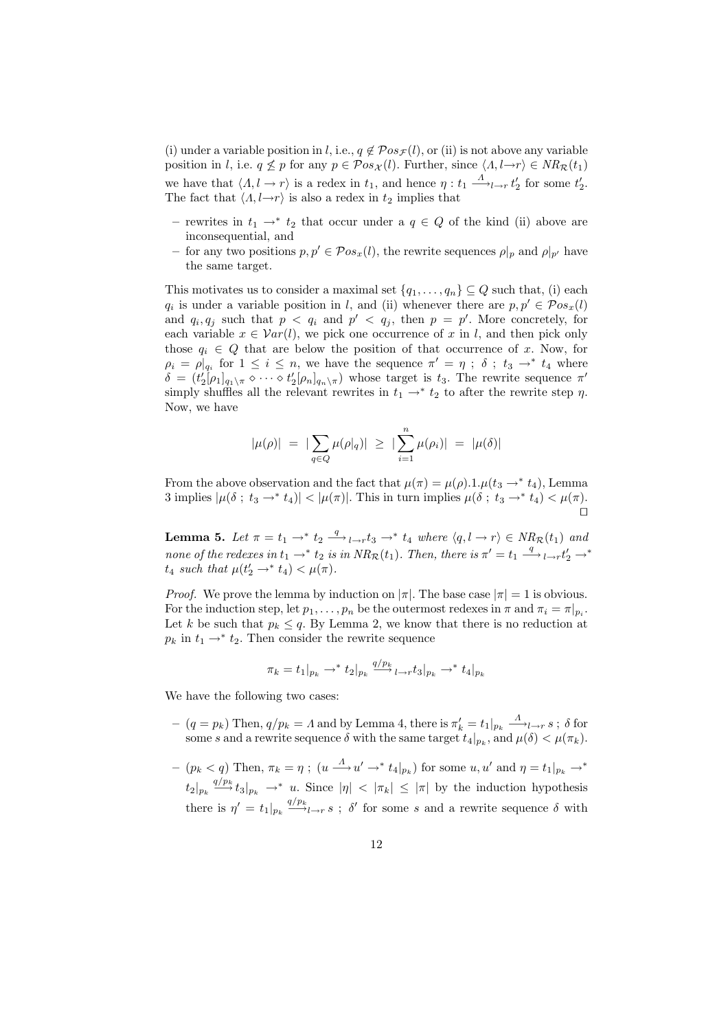(i) under a variable position in $l$, i.e., $q \notin \mathcal{P}os_{\mathcal{F}}(l)$, or (ii) is not above any variable position in $l$, i.e. $q \not\leq p$ for any $p \in \mathcal{P}os_{\mathcal{X}}(l)$. Further, since $\langle \Lambda, l \to r \rangle \in NR_{\mathcal{R}}(t_1)$ we have that $\langle \Lambda, l \to r \rangle$ is a redex in $t_1$, and hence $\eta : t_1 \xrightarrow{\Lambda}_{l \to r} t_2'$ for some $t_2'$. The fact that $\langle \Lambda, l \to r \rangle$ is also a redex in $t_2$ implies that

- rewrites in $t_1 \to^* t_2$ that occur under a $q \in Q$ of the kind (ii) above are inconsequential, and
- for any two positions $p, p' \in \mathcal{P}os_x(l)$, the rewrite sequences $\rho|_p$ and $\rho|_{p'}$ have the same target.

This motivates us to consider a maximal set $\{q_1, \ldots, q_n\} \subseteq Q$ such that, (i) each $q_i$ is under a variable position in $l$, and (ii) whenever there are $p, p' \in \mathcal{P}os_x(l)$ and $q_i, q_j$ such that $p < q_i$ and $p' < q_j$, then $p = p'$. More concretely, for each variable $x \in \mathcal{V}ar(l)$, we pick one occurrence of $x$ in $l$, and then pick only those $q_i \in Q$ that are below the position of that occurrence of $x$. Now, for $\rho_i = \rho|_{q_i}$ for $1 \leq i \leq n$, we have the sequence $\pi' = \eta \ ; \ \delta \ ; \ t_3 \to^* t_4$ where $\delta = (t_2'[\rho_1]_{q_1 \setminus \pi} \diamond \cdots \diamond t_2'[\rho_n]_{q_n \setminus \pi})$ whose target is $t_3$. The rewrite sequence $\pi'$ simply shuffles all the relevant rewrites in $t_1 \to^* t_2$ to after the rewrite step $\eta$. Now, we have

$$|\mu(\rho)| \ = \ |\sum_{q \in Q} \mu(\rho|_q)| \ \geq \ |\sum_{i=1}^{n} \mu(\rho_i)| \ = \ |\mu(\delta)|$$

From the above observation and the fact that $\mu(\pi) = \mu(\rho).1.\mu(t_3 \to^* t_4)$, Lemma 3 implies $|\mu(\delta \ ; \ t_3 \to^* t_4)| < |\mu(\pi)|$. This in turn implies $\mu(\delta \ ; \ t_3 \to^* t_4) < \mu(\pi)$. $\square$

**Lemma 5.** *Let $\pi = t_1 \to^* t_2 \xrightarrow{q}_{l \to r} t_3 \to^* t_4$ where $\langle q, l \to r \rangle \in NR_{\mathcal{R}}(t_1)$ and none of the redexes in $t_1 \to^* t_2$ is in $NR_{\mathcal{R}}(t_1)$. Then, there is $\pi' = t_1 \xrightarrow{q}_{l \to r} t_2' \to^* t_4$ such that $\mu(t_2' \to^* t_4) < \mu(\pi)$.*

*Proof.* We prove the lemma by induction on $|\pi|$. The base case $|\pi| = 1$ is obvious. For the induction step, let $p_1, \ldots, p_n$ be the outermost redexes in $\pi$ and $\pi_i = \pi|_{p_i}$. Let $k$ be such that $p_k \leq q$. By Lemma 2, we know that there is no reduction at $p_k$ in $t_1 \to^* t_2$. Then consider the rewrite sequence

$$\pi_k = t_1|_{p_k} \to^* t_2|_{p_k} \xrightarrow{q/p_k}_{l \to r} t_3|_{p_k} \to^* t_4|_{p_k}$$

We have the following two cases:

- ($q = p_k$) Then, $q/p_k = \Lambda$ and by Lemma 4, there is $\pi_k' = t_1|_{p_k} \xrightarrow{\Lambda}_{l \to r} s \ ; \ \delta$ for some $s$ and a rewrite sequence $\delta$ with the same target $t_4|_{p_k}$, and $\mu(\delta) < \mu(\pi_k)$.
- ($p_k < q$) Then, $\pi_k = \eta \ ; \ (u \xrightarrow{\Lambda} u' \to^* t_4|_{p_k})$ for some $u, u'$ and $\eta = t_1|_{p_k} \to^* t_2|_{p_k} \xrightarrow{q/p_k} t_3|_{p_k} \to^* u$. Since $|\eta| < |\pi_k| \leq |\pi|$ by the induction hypothesis there is $\eta' = t_1|_{p_k} \xrightarrow{q/p_k}_{l \to r} s \ ; \ \delta'$ for some $s$ and a rewrite sequence $\delta$ with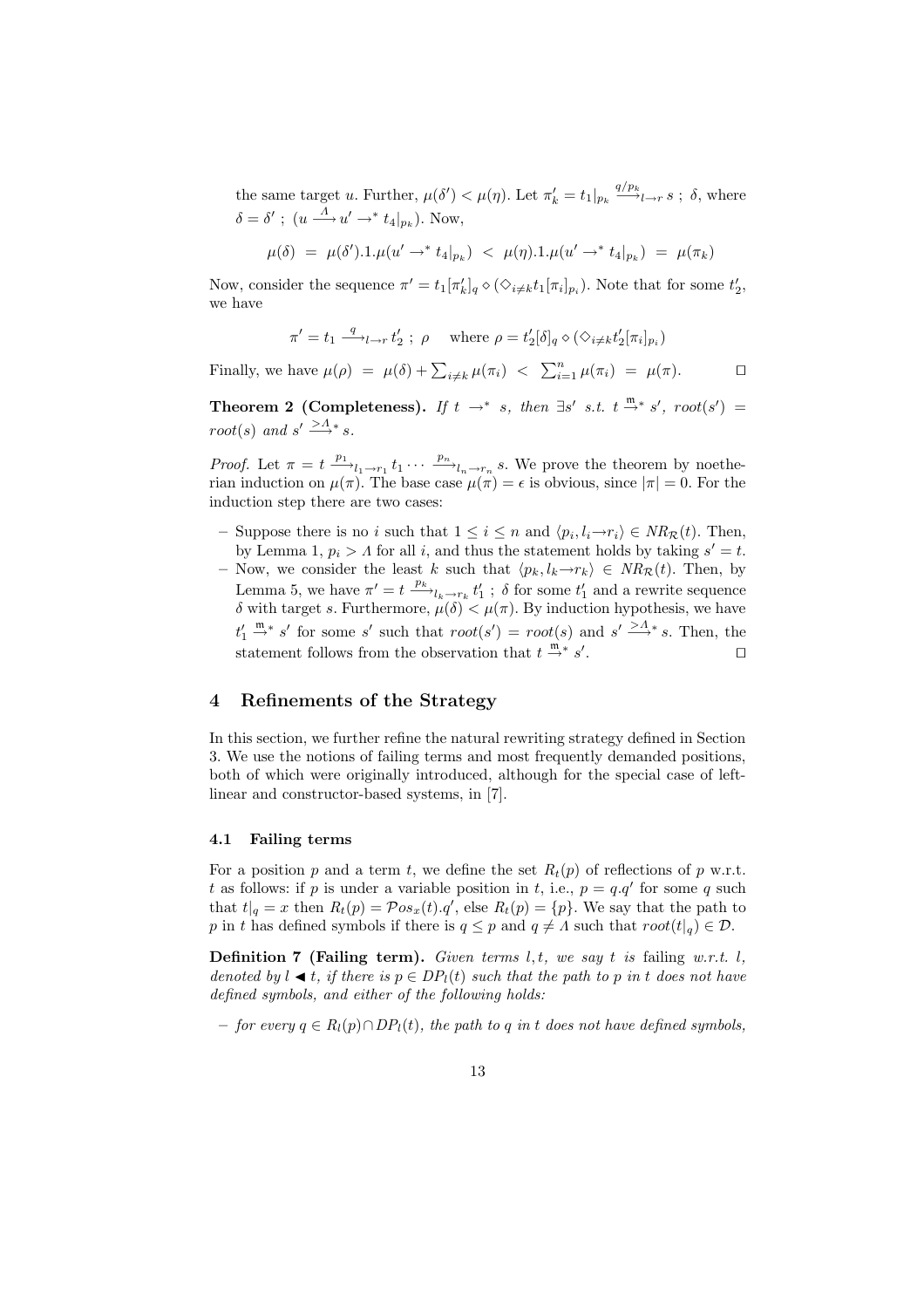the same target $u$. Further, $\mu(\delta') < \mu(\eta)$. Let $\pi'_k = t_1|_{p_k} \xrightarrow{q/p_k}_{l \to r} s$ ; $\delta$, where $\delta = \delta'$ ; $(u \xrightarrow{\Lambda} u' \to^* t_4|_{p_k})$. Now,

$$\mu(\delta) \;=\; \mu(\delta').1.\mu(u' \to^* t_4|_{p_k}) \;<\; \mu(\eta).1.\mu(u' \to^* t_4|_{p_k}) \;=\; \mu(\pi_k)$$

Now, consider the sequence $\pi' = t_1[\pi'_k]_q \diamond (\diamond_{i \neq k} t_1[\pi_i]_{p_i})$. Note that for some $t'_2$, we have

$$\pi' = t_1 \xrightarrow{q}_{l \to r} t'_2 \;;\; \rho \quad \text{ where } \rho = t'_2[\delta]_q \diamond (\diamond_{i \neq k} t'_2[\pi_i]_{p_i})$$

Finally, we have $\mu(\rho) \;=\; \mu(\delta) + \sum_{i \neq k} \mu(\pi_i) \;<\; \sum_{i=1}^{n} \mu(\pi_i) \;=\; \mu(\pi)$. □

**Theorem 2 (Completeness).** *If $t \to^* s$, then $\exists s'$ s.t. $t \xrightarrow{\mathtt{m}}^* s'$, $root(s') = root(s)$ and $s' \xrightarrow{>\Lambda}^* s$.*

*Proof.* Let $\pi = t \xrightarrow{p_1}_{l_1 \to r_1} t_1 \cdots \xrightarrow{p_n}_{l_n \to r_n} s$. We prove the theorem by noetherian induction on $\mu(\pi)$. The base case $\mu(\pi) = \epsilon$ is obvious, since $|\pi| = 0$. For the induction step there are two cases:

- Suppose there is no $i$ such that $1 \leq i \leq n$ and $\langle p_i, l_i \to r_i \rangle \in NR_{\mathcal{R}}(t)$. Then, by Lemma 1, $p_i > \Lambda$ for all $i$, and thus the statement holds by taking $s' = t$.
- Now, we consider the least $k$ such that $\langle p_k, l_k \to r_k \rangle \in NR_{\mathcal{R}}(t)$. Then, by Lemma 5, we have $\pi' = t \xrightarrow{p_k}_{l_k \to r_k} t'_1$ ; $\delta$ for some $t'_1$ and a rewrite sequence $\delta$ with target $s$. Furthermore, $\mu(\delta) < \mu(\pi)$. By induction hypothesis, we have $t'_1 \xrightarrow{\mathtt{m}}^* s'$ for some $s'$ such that $root(s') = root(s)$ and $s' \xrightarrow{>\Lambda}^* s$. Then, the statement follows from the observation that $t \xrightarrow{\mathtt{m}}^* s'$. □

## 4 Refinements of the Strategy

In this section, we further refine the natural rewriting strategy defined in Section 3. We use the notions of failing terms and most frequently demanded positions, both of which were originally introduced, although for the special case of left-linear and constructor-based systems, in [7].

### 4.1 Failing terms

For a position $p$ and a term $t$, we define the set $R_t(p)$ of reflections of $p$ w.r.t. $t$ as follows: if $p$ is under a variable position in $t$, i.e., $p = q.q'$ for some $q$ such that $t|_q = x$ then $R_t(p) = \mathcal{P}os_x(t).q'$, else $R_t(p) = \{p\}$. We say that the path to $p$ in $t$ has defined symbols if there is $q \leq p$ and $q \neq \Lambda$ such that $root(t|_q) \in \mathcal{D}$.

**Definition 7 (Failing term).** *Given terms $l, t$, we say $t$ is* failing *w.r.t. $l$, denoted by $l \blacktriangleleft t$, if there is $p \in DP_l(t)$ such that the path to $p$ in $t$ does not have defined symbols, and either of the following holds:*

- *for every $q \in R_l(p) \cap DP_l(t)$, the path to $q$ in $t$ does not have defined symbols,*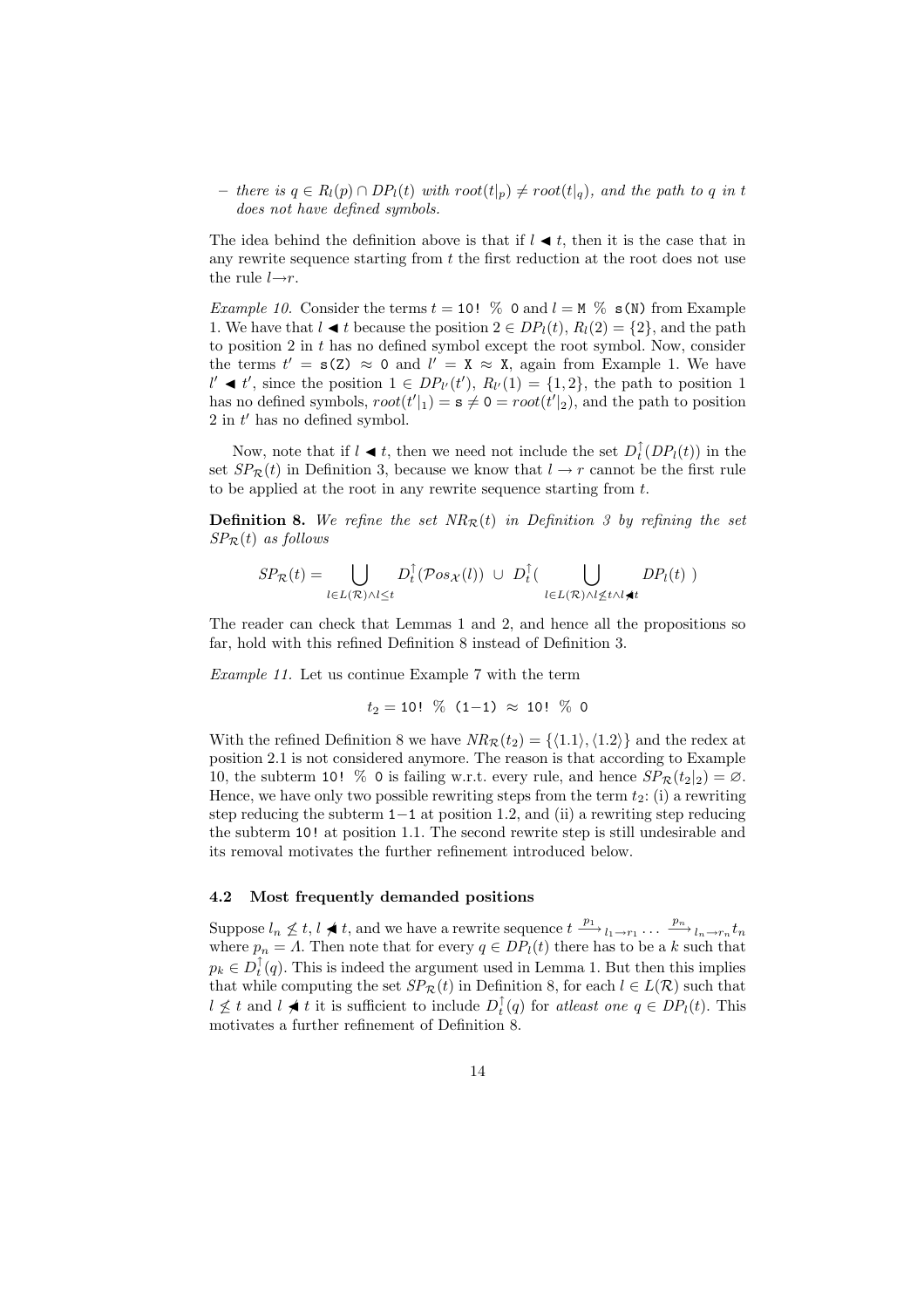– *there is* $q \in R_l(p) \cap DP_l(t)$ *with* $root(t|_p) \neq root(t|_q)$*, and the path to* $q$ *in* $t$ *does not have defined symbols.*

The idea behind the definition above is that if $l \blacktriangleleft t$, then it is the case that in any rewrite sequence starting from $t$ the first reduction at the root does not use the rule $l \to r$.

*Example 10.* Consider the terms $t =$ `10!` $\%$ `0` and $l =$ `M` $\%$ `s(N)` from Example 1. We have that $l \blacktriangleleft t$ because the position $2 \in DP_l(t)$, $R_l(2) = \{2\}$, and the path to position 2 in $t$ has no defined symbol except the root symbol. Now, consider the terms $t' =$ `s(Z)` $\approx$ `0` and $l' =$ `X` $\approx$ `X`, again from Example 1. We have $l' \blacktriangleleft t'$, since the position $1 \in DP_{l'}(t')$, $R_{l'}(1) = \{1, 2\}$, the path to position 1 has no defined symbols, $root(t'|_1) = \mathtt{s} \neq \mathtt{0} = root(t'|_2)$, and the path to position 2 in $t'$ has no defined symbol.

Now, note that if $l \blacktriangleleft t$, then we need not include the set $D^{\uparrow}_t(DP_l(t))$ in the set $SP_{\mathcal{R}}(t)$ in Definition 3, because we know that $l \to r$ cannot be the first rule to be applied at the root in any rewrite sequence starting from $t$.

**Definition 8.** *We refine the set* $NR_{\mathcal{R}}(t)$ *in Definition 3 by refining the set* $SP_{\mathcal{R}}(t)$ *as follows*

$$SP_{\mathcal{R}}(t) = \bigcup_{l \in L(\mathcal{R}) \wedge l \leq t} D^{\uparrow}_t(\mathcal{P}os_{\mathcal{X}}(l)) \;\cup\; D^{\uparrow}_t\Big( \bigcup_{l \in L(\mathcal{R}) \wedge l \not\leq t \wedge l \not\blacktriangleleft t} DP_l(t) \Big)$$

The reader can check that Lemmas 1 and 2, and hence all the propositions so far, hold with this refined Definition 8 instead of Definition 3.

*Example 11.* Let us continue Example 7 with the term

$$t_2 = \texttt{10!}\ \%\ \texttt{(1-1)}\ \approx\ \texttt{10!}\ \%\ \texttt{0}$$

With the refined Definition 8 we have $NR_{\mathcal{R}}(t_2) = \{\langle 1.1 \rangle, \langle 1.2 \rangle\}$ and the redex at position 2.1 is not considered anymore. The reason is that according to Example 10, the subterm `10!` $\%$ `0` is failing w.r.t. every rule, and hence $SP_{\mathcal{R}}(t_2|_2) = \varnothing$. Hence, we have only two possible rewriting steps from the term $t_2$: (i) a rewriting step reducing the subterm `1-1` at position 1.2, and (ii) a rewriting step reducing the subterm `10!` at position 1.1. The second rewrite step is still undesirable and its removal motivates the further refinement introduced below.

### 4.2 Most frequently demanded positions

Suppose $l_n \not\leq t$, $l \not\blacktriangleleft t$, and we have a rewrite sequence $t \xrightarrow{p_1}_{l_1 \to r_1} \ldots \xrightarrow{p_n}_{l_n \to r_n} t_n$ where $p_n = \Lambda$. Then note that for every $q \in DP_l(t)$ there has to be a $k$ such that $p_k \in D^{\uparrow}_t(q)$. This is indeed the argument used in Lemma 1. But then this implies that while computing the set $SP_{\mathcal{R}}(t)$ in Definition 8, for each $l \in L(\mathcal{R})$ such that $l \not\leq t$ and $l \not\blacktriangleleft t$ it is sufficient to include $D^{\uparrow}_t(q)$ for *atleast one* $q \in DP_l(t)$. This motivates a further refinement of Definition 8.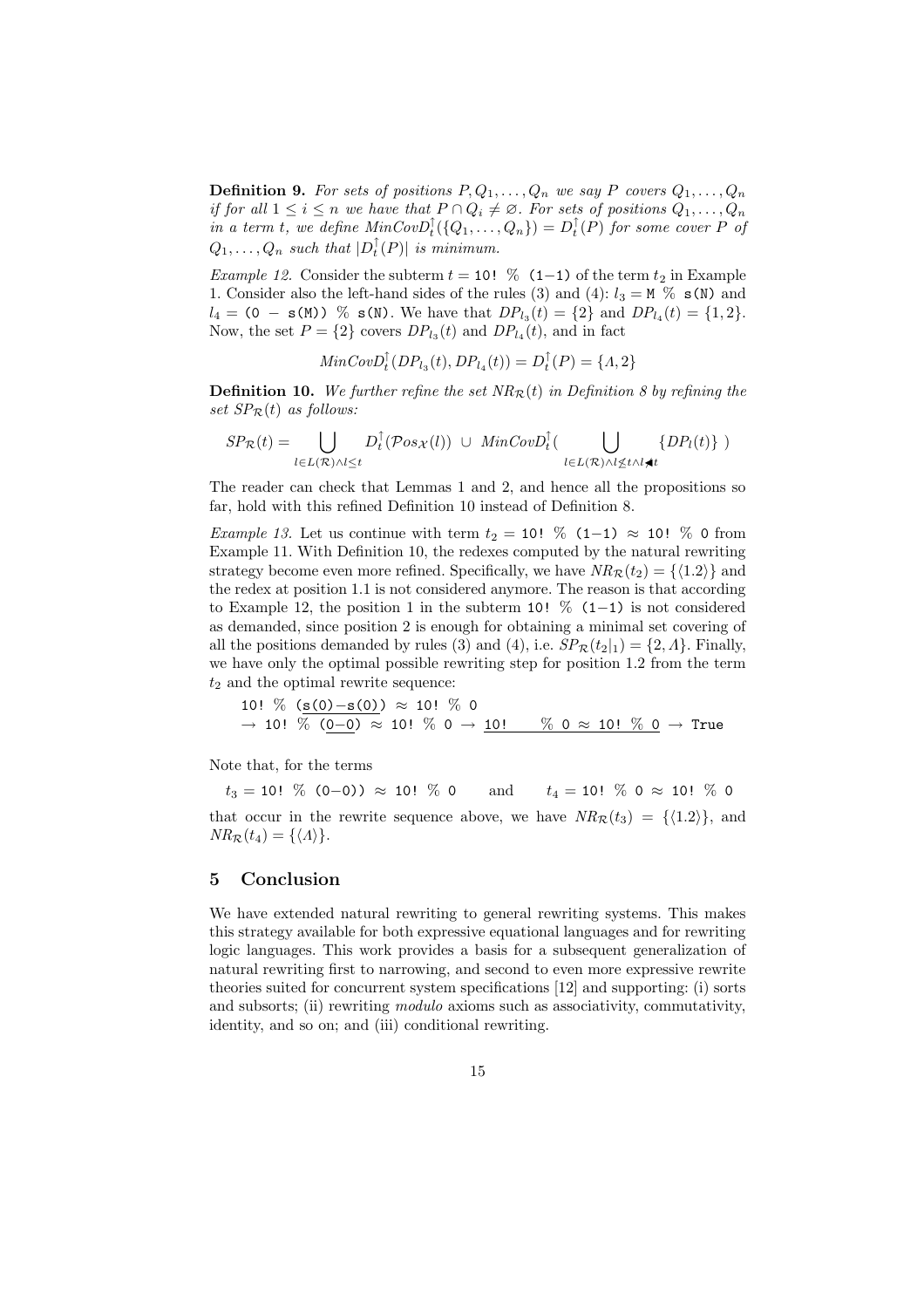**Definition 9.** *For sets of positions $P, Q_1, \ldots, Q_n$ we say $P$ covers $Q_1, \ldots, Q_n$ if for all $1 \leq i \leq n$ we have that $P \cap Q_i \neq \varnothing$. For sets of positions $Q_1, \ldots, Q_n$ in a term $t$, we define $MinCovD_t^{\uparrow}(\{Q_1, \ldots, Q_n\}) = D_t^{\uparrow}(P)$ for some cover $P$ of $Q_1, \ldots, Q_n$ such that $|D_t^{\uparrow}(P)|$ is minimum.*

*Example 12.* Consider the subterm $t =$ `10! % (1−1)` of the term $t_2$ in Example 1. Consider also the left-hand sides of the rules (3) and (4): $l_3 =$ `M % s(N)` and $l_4 =$ `(0 − s(M)) % s(N)`. We have that $DP_{l_3}(t) = \{2\}$ and $DP_{l_4}(t) = \{1, 2\}$. Now, the set $P = \{2\}$ covers $DP_{l_3}(t)$ and $DP_{l_4}(t)$, and in fact

$$MinCovD_t^{\uparrow}(DP_{l_3}(t), DP_{l_4}(t)) = D_t^{\uparrow}(P) = \{\Lambda, 2\}$$

**Definition 10.** *We further refine the set $NR_{\mathcal{R}}(t)$ in Definition 8 by refining the set $SP_{\mathcal{R}}(t)$ as follows:*

$$SP_{\mathcal{R}}(t) = \bigcup_{l \in L(\mathcal{R}) \wedge l \leq t} D_t^{\uparrow}(\mathcal{P}os_{\mathcal{X}}(l)) \ \cup \ MinCovD_t^{\uparrow}( \bigcup_{l \in L(\mathcal{R}) \wedge l \not\leq t \wedge l \blacktriangleleft t} \{DP_l(t)\} \ )$$

The reader can check that Lemmas 1 and 2, and hence all the propositions so far, hold with this refined Definition 10 instead of Definition 8.

*Example 13.* Let us continue with term $t_2 =$ `10! % (1−1)` $\approx$ `10! % 0` from Example 11. With Definition 10, the redexes computed by the natural rewriting strategy become even more refined. Specifically, we have $NR_{\mathcal{R}}(t_2) = \{\langle 1.2 \rangle\}$ and the redex at position 1.1 is not considered anymore. The reason is that according to Example 12, the position 1 in the subterm `10! % (1−1)` is not considered as demanded, since position 2 is enough for obtaining a minimal set covering of all the positions demanded by rules (3) and (4), i.e. $SP_{\mathcal{R}}(t_2|_1) = \{2, \Lambda\}$. Finally, we have only the optimal possible rewriting step for position 1.2 from the term $t_2$ and the optimal rewrite sequence:

```
10! % (s(0)−s(0)) ≈ 10! % 0
→ 10! % (0−0) ≈ 10! % 0 → 10!    % 0 ≈ 10! % 0 → True
```

Note that, for the terms

$t_3 =$ `10! % (0−0))` $\approx$ `10! % 0` and $t_4 =$ `10! % 0` $\approx$ `10! % 0`

that occur in the rewrite sequence above, we have $NR_{\mathcal{R}}(t_3) = \{\langle 1.2 \rangle\}$, and $NR_{\mathcal{R}}(t_4) = \{\langle \Lambda \rangle\}$.

## 5 Conclusion

We have extended natural rewriting to general rewriting systems. This makes this strategy available for both expressive equational languages and for rewriting logic languages. This work provides a basis for a subsequent generalization of natural rewriting first to narrowing, and second to even more expressive rewrite theories suited for concurrent system specifications [12] and supporting: (i) sorts and subsorts; (ii) rewriting *modulo* axioms such as associativity, commutativity, identity, and so on; and (iii) conditional rewriting.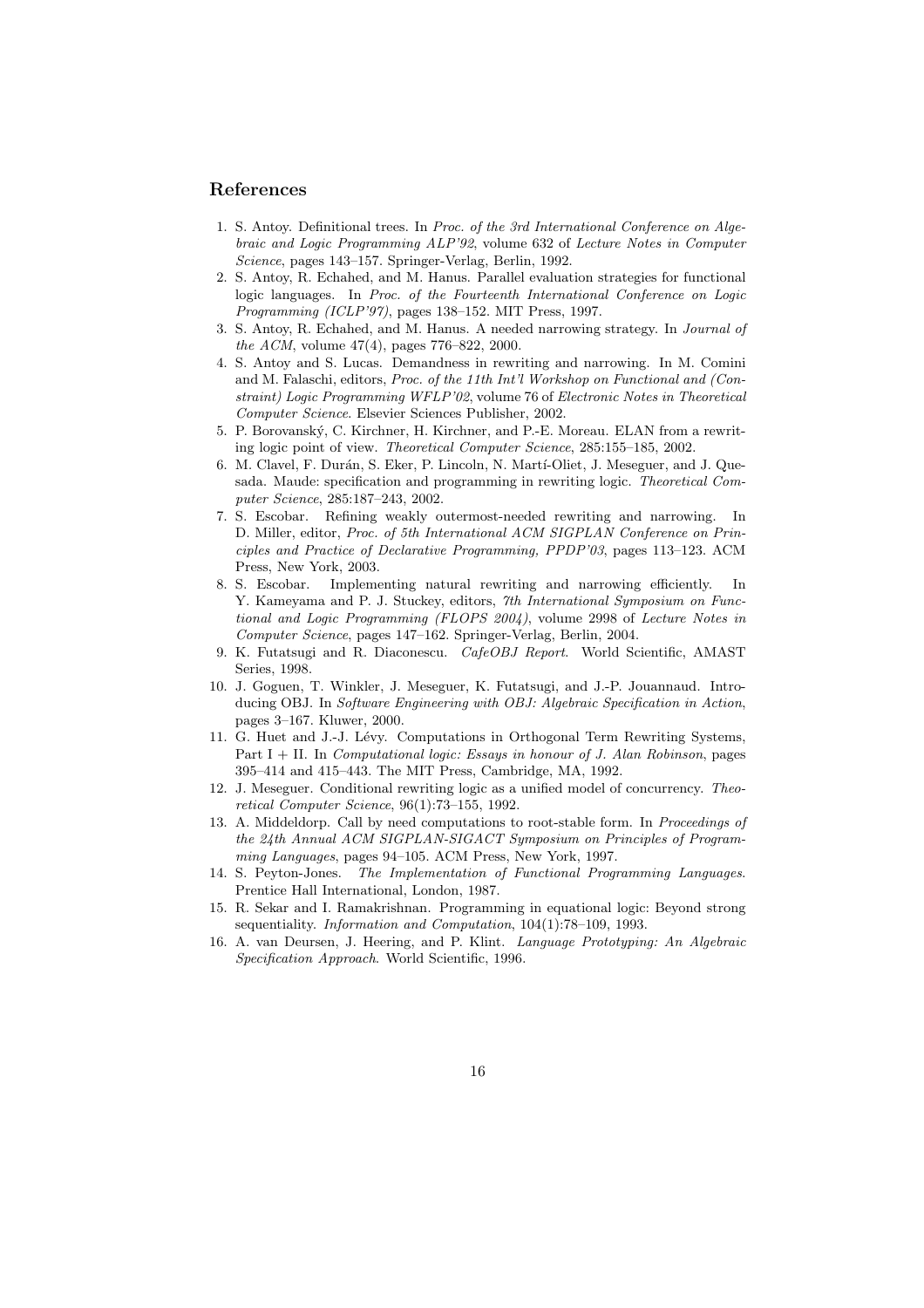## References

1. S. Antoy. Definitional trees. In *Proc. of the 3rd International Conference on Algebraic and Logic Programming ALP'92*, volume 632 of *Lecture Notes in Computer Science*, pages 143–157. Springer-Verlag, Berlin, 1992.
2. S. Antoy, R. Echahed, and M. Hanus. Parallel evaluation strategies for functional logic languages. In *Proc. of the Fourteenth International Conference on Logic Programming (ICLP'97)*, pages 138–152. MIT Press, 1997.
3. S. Antoy, R. Echahed, and M. Hanus. A needed narrowing strategy. In *Journal of the ACM*, volume 47(4), pages 776–822, 2000.
4. S. Antoy and S. Lucas. Demandness in rewriting and narrowing. In M. Comini and M. Falaschi, editors, *Proc. of the 11th Int'l Workshop on Functional and (Constraint) Logic Programming WFLP'02*, volume 76 of *Electronic Notes in Theoretical Computer Science*. Elsevier Sciences Publisher, 2002.
5. P. Borovanský, C. Kirchner, H. Kirchner, and P.-E. Moreau. ELAN from a rewriting logic point of view. *Theoretical Computer Science*, 285:155–185, 2002.
6. M. Clavel, F. Durán, S. Eker, P. Lincoln, N. Martí-Oliet, J. Meseguer, and J. Quesada. Maude: specification and programming in rewriting logic. *Theoretical Computer Science*, 285:187–243, 2002.
7. S. Escobar. Refining weakly outermost-needed rewriting and narrowing. In D. Miller, editor, *Proc. of 5th International ACM SIGPLAN Conference on Principles and Practice of Declarative Programming, PPDP'03*, pages 113–123. ACM Press, New York, 2003.
8. S. Escobar. Implementing natural rewriting and narrowing efficiently. In Y. Kameyama and P. J. Stuckey, editors, *7th International Symposium on Functional and Logic Programming (FLOPS 2004)*, volume 2998 of *Lecture Notes in Computer Science*, pages 147–162. Springer-Verlag, Berlin, 2004.
9. K. Futatsugi and R. Diaconescu. *CafeOBJ Report*. World Scientific, AMAST Series, 1998.
10. J. Goguen, T. Winkler, J. Meseguer, K. Futatsugi, and J.-P. Jouannaud. Introducing OBJ. In *Software Engineering with OBJ: Algebraic Specification in Action*, pages 3–167. Kluwer, 2000.
11. G. Huet and J.-J. Lévy. Computations in Orthogonal Term Rewriting Systems, Part I + II. In *Computational logic: Essays in honour of J. Alan Robinson*, pages 395–414 and 415–443. The MIT Press, Cambridge, MA, 1992.
12. J. Meseguer. Conditional rewriting logic as a unified model of concurrency. *Theoretical Computer Science*, 96(1):73–155, 1992.
13. A. Middeldorp. Call by need computations to root-stable form. In *Proceedings of the 24th Annual ACM SIGPLAN-SIGACT Symposium on Principles of Programming Languages*, pages 94–105. ACM Press, New York, 1997.
14. S. Peyton-Jones. *The Implementation of Functional Programming Languages*. Prentice Hall International, London, 1987.
15. R. Sekar and I. Ramakrishnan. Programming in equational logic: Beyond strong sequentiality. *Information and Computation*, 104(1):78–109, 1993.
16. A. van Deursen, J. Heering, and P. Klint. *Language Prototyping: An Algebraic Specification Approach*. World Scientific, 1996.